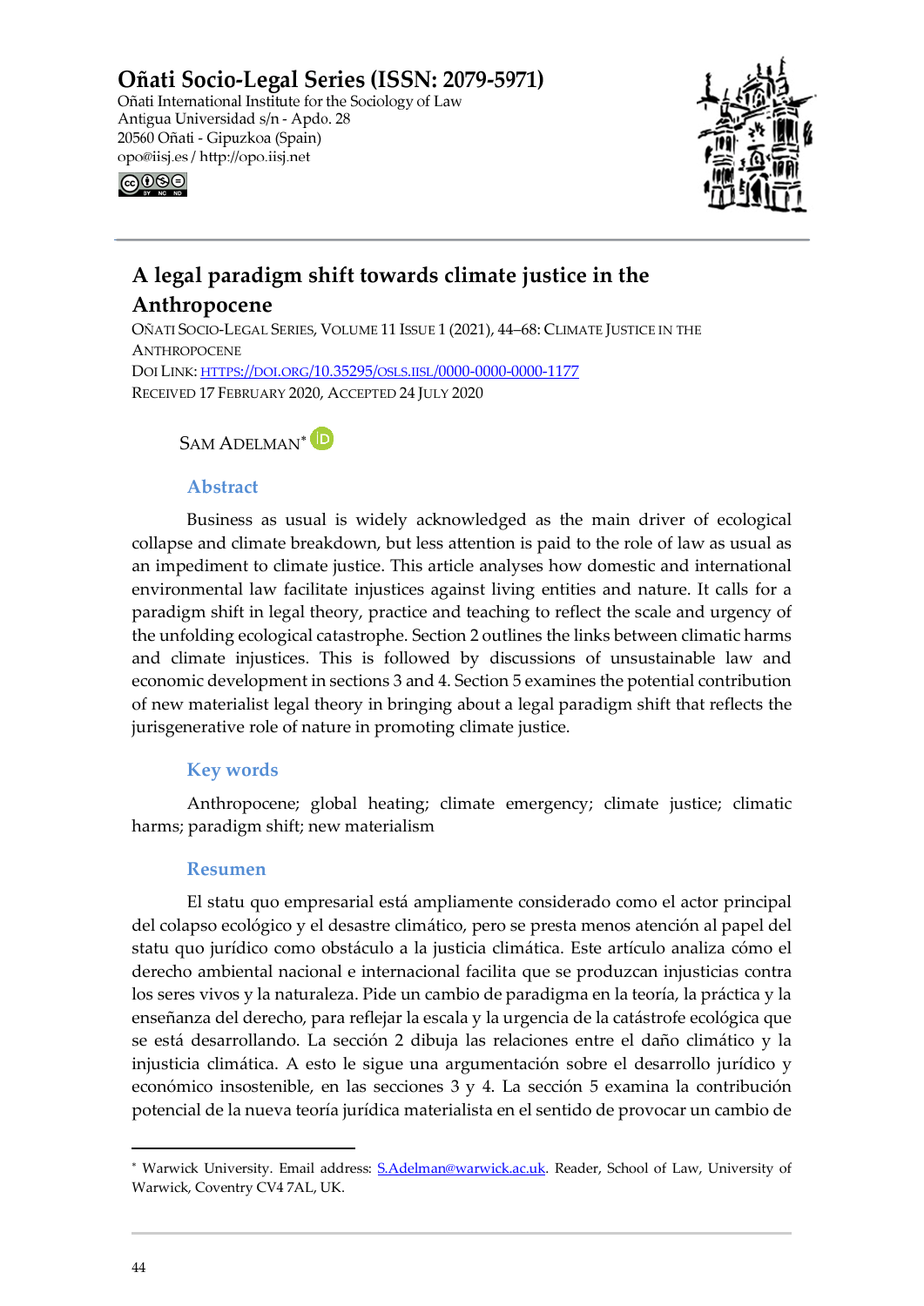**Oñati Socio-Legal Series (ISSN: 2079-5971)**
Oñati International Institute for the Sociology of Law
Antigua Universidad s/n - Apdo. 28
20560 Oñati - Gipuzkoa (Spain)
opo@iisj.es / http://opo.iisj.net

# A legal paradigm shift towards climate justice in the Anthropocene

OÑATI SOCIO-LEGAL SERIES, VOLUME 11 ISSUE 1 (2021), 44–68: CLIMATE JUSTICE IN THE ANTHROPOCENE
DOI LINK: [HTTPS://DOI.ORG/10.35295/OSLS.IISL/0000-0000-0000-1177](https://doi.org/10.35295/osls.iisl/0000-0000-0000-1177)
RECEIVED 17 FEBRUARY 2020, ACCEPTED 24 JULY 2020

SAM ADELMAN*

## Abstract

Business as usual is widely acknowledged as the main driver of ecological collapse and climate breakdown, but less attention is paid to the role of law as usual as an impediment to climate justice. This article analyses how domestic and international environmental law facilitate injustices against living entities and nature. It calls for a paradigm shift in legal theory, practice and teaching to reflect the scale and urgency of the unfolding ecological catastrophe. Section 2 outlines the links between climatic harms and climate injustices. This is followed by discussions of unsustainable law and economic development in sections 3 and 4. Section 5 examines the potential contribution of new materialist legal theory in bringing about a legal paradigm shift that reflects the jurisgenerative role of nature in promoting climate justice.

## Key words

Anthropocene; global heating; climate emergency; climate justice; climatic harms; paradigm shift; new materialism

## Resumen

El statu quo empresarial está ampliamente considerado como el actor principal del colapso ecológico y el desastre climático, pero se presta menos atención al papel del statu quo jurídico como obstáculo a la justicia climática. Este artículo analiza cómo el derecho ambiental nacional e internacional facilita que se produzcan injusticias contra los seres vivos y la naturaleza. Pide un cambio de paradigma en la teoría, la práctica y la enseñanza del derecho, para reflejar la escala y la urgencia de la catástrofe ecológica que se está desarrollando. La sección 2 dibuja las relaciones entre el daño climático y la injusticia climática. A esto le sigue una argumentación sobre el desarrollo jurídico y económico insostenible, en las secciones 3 y 4. La sección 5 examina la contribución potencial de la nueva teoría jurídica materialista en el sentido de provocar un cambio de

---

* Warwick University. Email address: [S.Adelman@warwick.ac.uk](mailto:S.Adelman@warwick.ac.uk). Reader, School of Law, University of Warwick, Coventry CV4 7AL, UK.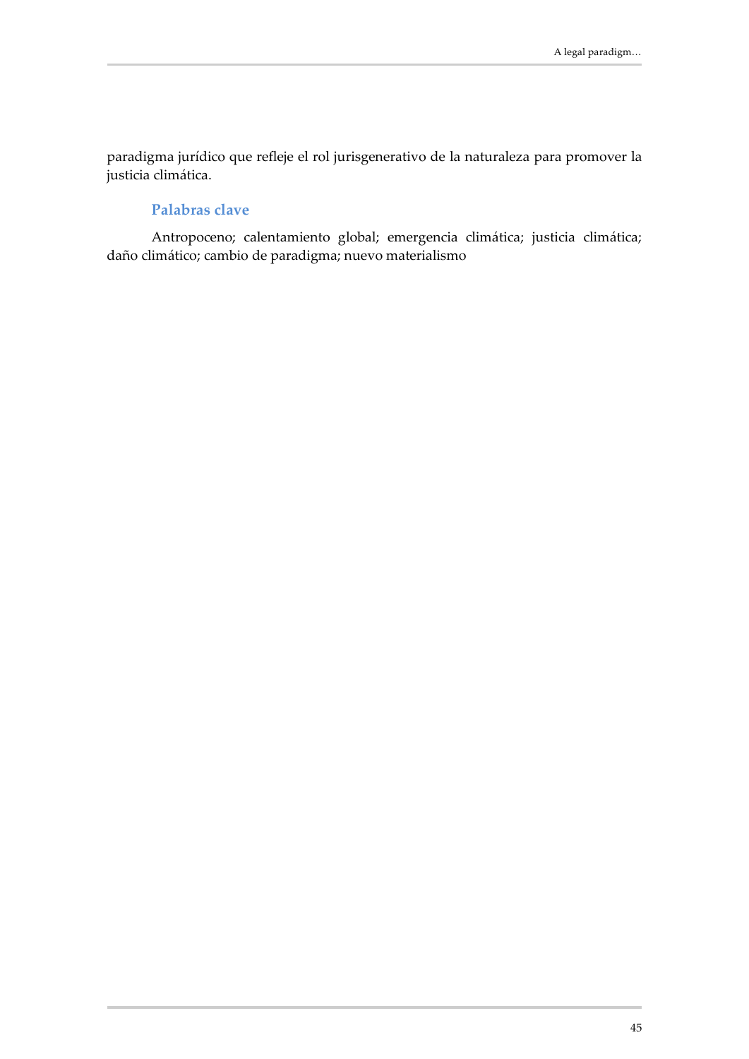paradigma jurídico que refleje el rol jurisgenerativo de la naturaleza para promover la justicia climática.

### Palabras clave

Antropoceno; calentamiento global; emergencia climática; justicia climática; daño climático; cambio de paradigma; nuevo materialismo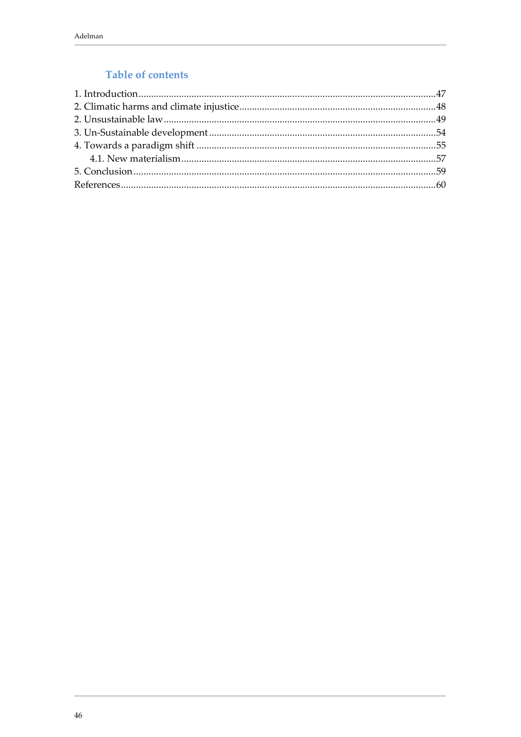## Table of contents

1. Introduction.....47
2. Climatic harms and climate injustice.....48
2. Unsustainable law.....49
3. Un-Sustainable development.....54
4. Towards a paradigm shift.....55
    4.1. New materialism.....57
5. Conclusion.....59

References.....60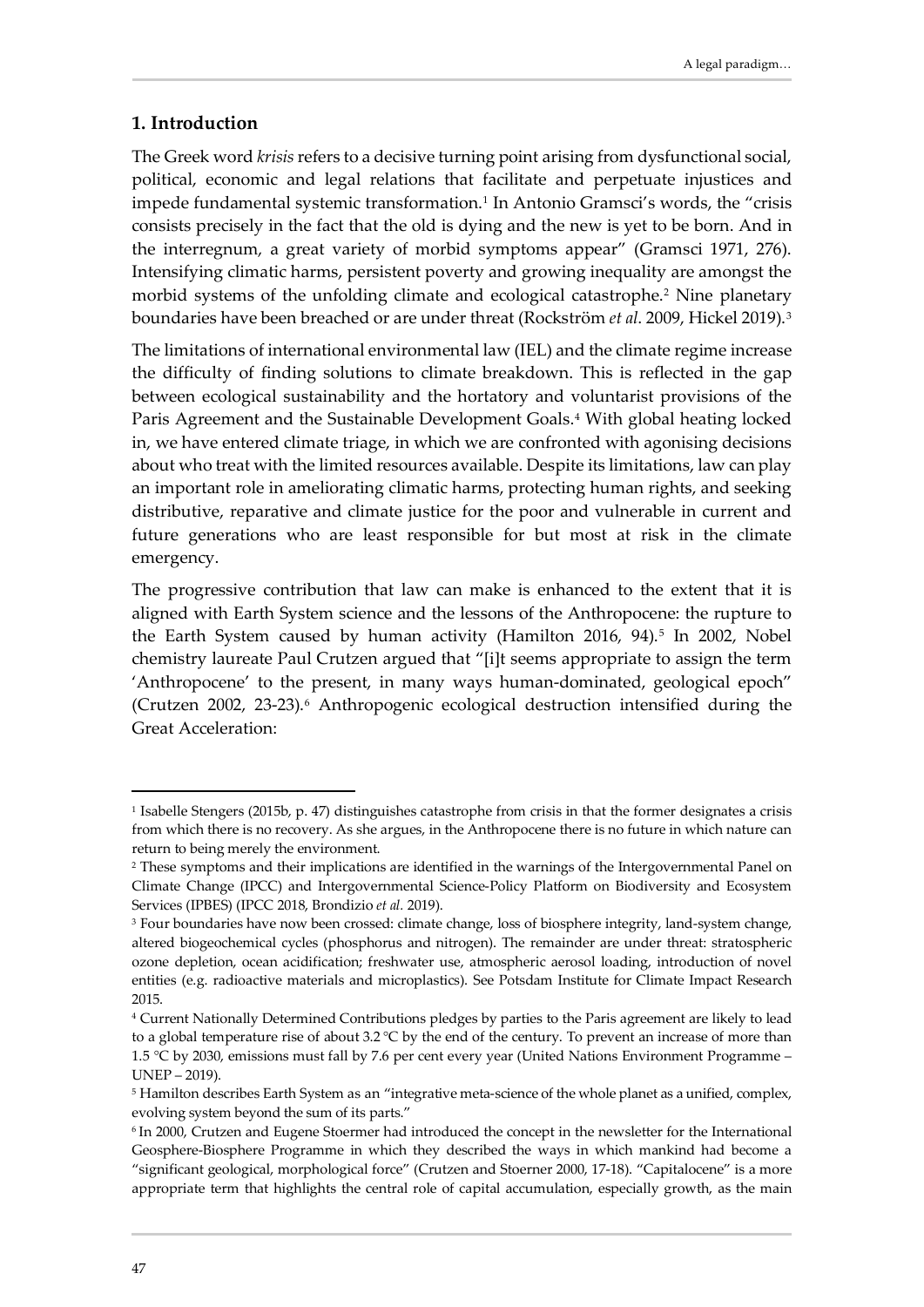## 1. Introduction

The Greek word *krisis* refers to a decisive turning point arising from dysfunctional social, political, economic and legal relations that facilitate and perpetuate injustices and impede fundamental systemic transformation.[1] In Antonio Gramsci's words, the "crisis consists precisely in the fact that the old is dying and the new is yet to be born. And in the interregnum, a great variety of morbid symptoms appear" (Gramsci 1971, 276). Intensifying climatic harms, persistent poverty and growing inequality are amongst the morbid systems of the unfolding climate and ecological catastrophe.[2] Nine planetary boundaries have been breached or are under threat (Rockström *et al*. 2009, Hickel 2019).[3]

The limitations of international environmental law (IEL) and the climate regime increase the difficulty of finding solutions to climate breakdown. This is reflected in the gap between ecological sustainability and the hortatory and voluntarist provisions of the Paris Agreement and the Sustainable Development Goals.[4] With global heating locked in, we have entered climate triage, in which we are confronted with agonising decisions about who treat with the limited resources available. Despite its limitations, law can play an important role in ameliorating climatic harms, protecting human rights, and seeking distributive, reparative and climate justice for the poor and vulnerable in current and future generations who are least responsible for but most at risk in the climate emergency.

The progressive contribution that law can make is enhanced to the extent that it is aligned with Earth System science and the lessons of the Anthropocene: the rupture to the Earth System caused by human activity (Hamilton 2016, 94).[5] In 2002, Nobel chemistry laureate Paul Crutzen argued that "[i]t seems appropriate to assign the term 'Anthropocene' to the present, in many ways human-dominated, geological epoch" (Crutzen 2002, 23-23).[6] Anthropogenic ecological destruction intensified during the Great Acceleration:

---

[1] Isabelle Stengers (2015b, p. 47) distinguishes catastrophe from crisis in that the former designates a crisis from which there is no recovery. As she argues, in the Anthropocene there is no future in which nature can return to being merely the environment.

[2] These symptoms and their implications are identified in the warnings of the Intergovernmental Panel on Climate Change (IPCC) and Intergovernmental Science-Policy Platform on Biodiversity and Ecosystem Services (IPBES) (IPCC 2018, Brondizio *et al*. 2019).

[3] Four boundaries have now been crossed: climate change, loss of biosphere integrity, land-system change, altered biogeochemical cycles (phosphorus and nitrogen). The remainder are under threat: stratospheric ozone depletion, ocean acidification; freshwater use, atmospheric aerosol loading, introduction of novel entities (e.g. radioactive materials and microplastics). See Potsdam Institute for Climate Impact Research 2015.

[4] Current Nationally Determined Contributions pledges by parties to the Paris agreement are likely to lead to a global temperature rise of about 3.2 °C by the end of the century. To prevent an increase of more than 1.5 °C by 2030, emissions must fall by 7.6 per cent every year (United Nations Environment Programme – UNEP – 2019).

[5] Hamilton describes Earth System as an "integrative meta-science of the whole planet as a unified, complex, evolving system beyond the sum of its parts."

[6] In 2000, Crutzen and Eugene Stoermer had introduced the concept in the newsletter for the International Geosphere-Biosphere Programme in which they described the ways in which mankind had become a "significant geological, morphological force" (Crutzen and Stoerner 2000, 17-18). "Capitalocene" is a more appropriate term that highlights the central role of capital accumulation, especially growth, as the main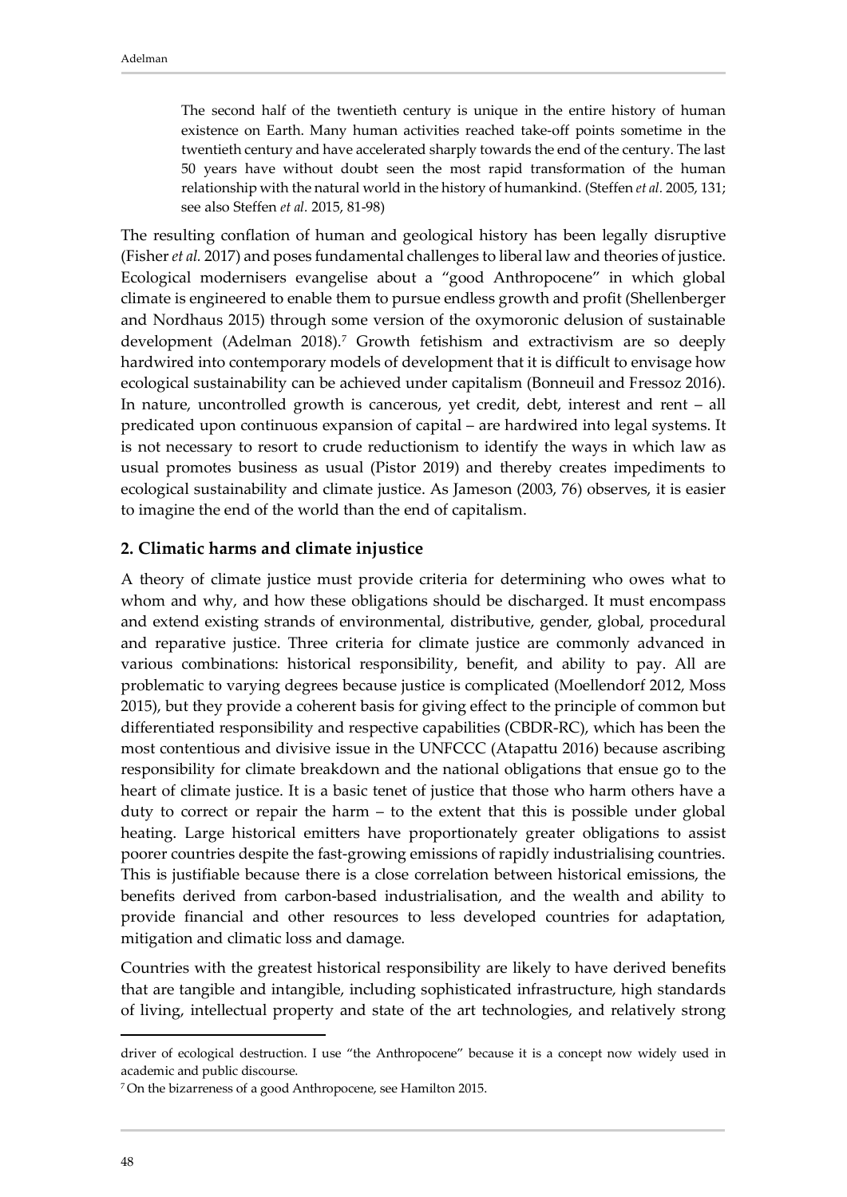> The second half of the twentieth century is unique in the entire history of human existence on Earth. Many human activities reached take-off points sometime in the twentieth century and have accelerated sharply towards the end of the century. The last 50 years have without doubt seen the most rapid transformation of the human relationship with the natural world in the history of humankind. (Steffen *et al.* 2005, 131; see also Steffen *et al.* 2015, 81-98)

The resulting conflation of human and geological history has been legally disruptive (Fisher *et al.* 2017) and poses fundamental challenges to liberal law and theories of justice. Ecological modernisers evangelise about a "good Anthropocene" in which global climate is engineered to enable them to pursue endless growth and profit (Shellenberger and Nordhaus 2015) through some version of the oxymoronic delusion of sustainable development (Adelman 2018).[7] Growth fetishism and extractivism are so deeply hardwired into contemporary models of development that it is difficult to envisage how ecological sustainability can be achieved under capitalism (Bonneuil and Fressoz 2016). In nature, uncontrolled growth is cancerous, yet credit, debt, interest and rent – all predicated upon continuous expansion of capital – are hardwired into legal systems. It is not necessary to resort to crude reductionism to identify the ways in which law as usual promotes business as usual (Pistor 2019) and thereby creates impediments to ecological sustainability and climate justice. As Jameson (2003, 76) observes, it is easier to imagine the end of the world than the end of capitalism.

## 2. Climatic harms and climate injustice

A theory of climate justice must provide criteria for determining who owes what to whom and why, and how these obligations should be discharged. It must encompass and extend existing strands of environmental, distributive, gender, global, procedural and reparative justice. Three criteria for climate justice are commonly advanced in various combinations: historical responsibility, benefit, and ability to pay. All are problematic to varying degrees because justice is complicated (Moellendorf 2012, Moss 2015), but they provide a coherent basis for giving effect to the principle of common but differentiated responsibility and respective capabilities (CBDR-RC), which has been the most contentious and divisive issue in the UNFCCC (Atapattu 2016) because ascribing responsibility for climate breakdown and the national obligations that ensue go to the heart of climate justice. It is a basic tenet of justice that those who harm others have a duty to correct or repair the harm – to the extent that this is possible under global heating. Large historical emitters have proportionately greater obligations to assist poorer countries despite the fast-growing emissions of rapidly industrialising countries. This is justifiable because there is a close correlation between historical emissions, the benefits derived from carbon-based industrialisation, and the wealth and ability to provide financial and other resources to less developed countries for adaptation, mitigation and climatic loss and damage.

Countries with the greatest historical responsibility are likely to have derived benefits that are tangible and intangible, including sophisticated infrastructure, high standards of living, intellectual property and state of the art technologies, and relatively strong

---

driver of ecological destruction. I use "the Anthropocene" because it is a concept now widely used in academic and public discourse.

[7] On the bizarreness of a good Anthropocene, see Hamilton 2015.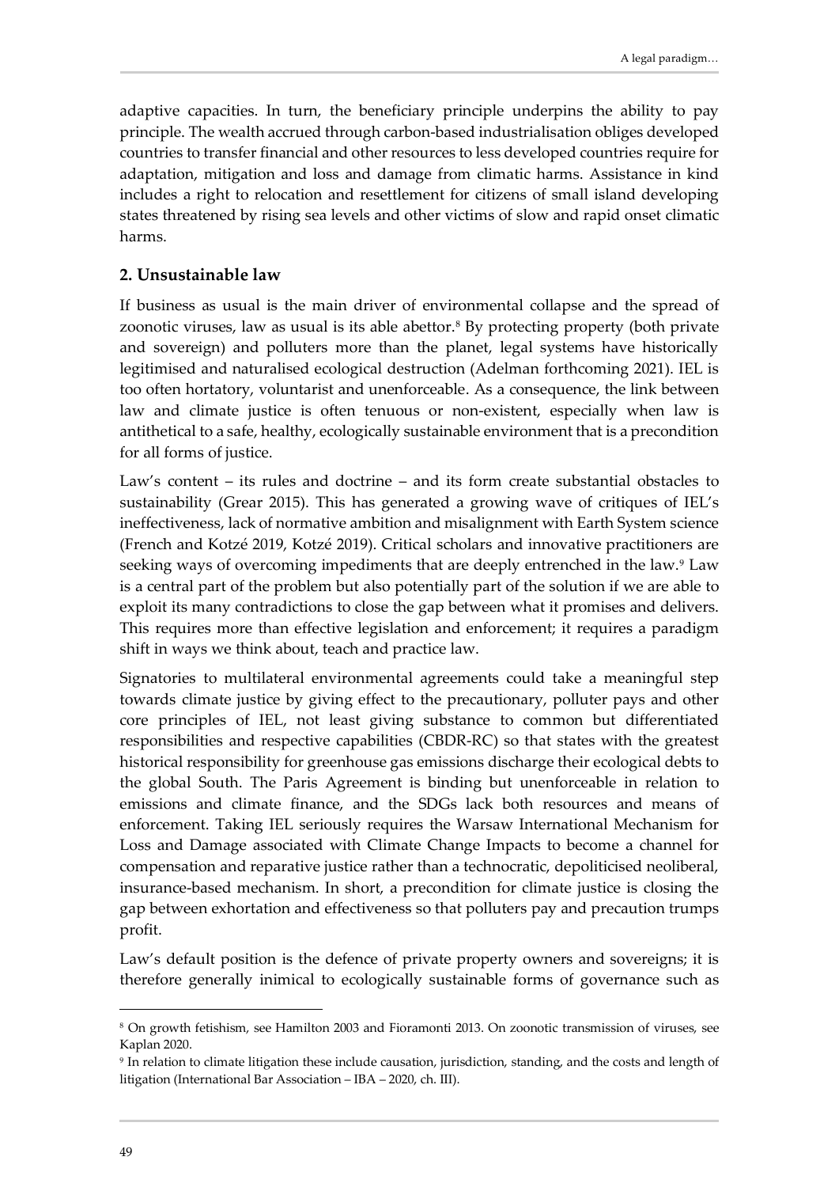adaptive capacities. In turn, the beneficiary principle underpins the ability to pay principle. The wealth accrued through carbon-based industrialisation obliges developed countries to transfer financial and other resources to less developed countries require for adaptation, mitigation and loss and damage from climatic harms. Assistance in kind includes a right to relocation and resettlement for citizens of small island developing states threatened by rising sea levels and other victims of slow and rapid onset climatic harms.

## 2. Unsustainable law

If business as usual is the main driver of environmental collapse and the spread of zoonotic viruses, law as usual is its able abettor.[8] By protecting property (both private and sovereign) and polluters more than the planet, legal systems have historically legitimised and naturalised ecological destruction (Adelman forthcoming 2021). IEL is too often hortatory, voluntarist and unenforceable. As a consequence, the link between law and climate justice is often tenuous or non-existent, especially when law is antithetical to a safe, healthy, ecologically sustainable environment that is a precondition for all forms of justice.

Law's content – its rules and doctrine – and its form create substantial obstacles to sustainability (Grear 2015). This has generated a growing wave of critiques of IEL's ineffectiveness, lack of normative ambition and misalignment with Earth System science (French and Kotzé 2019, Kotzé 2019). Critical scholars and innovative practitioners are seeking ways of overcoming impediments that are deeply entrenched in the law.[9] Law is a central part of the problem but also potentially part of the solution if we are able to exploit its many contradictions to close the gap between what it promises and delivers. This requires more than effective legislation and enforcement; it requires a paradigm shift in ways we think about, teach and practice law.

Signatories to multilateral environmental agreements could take a meaningful step towards climate justice by giving effect to the precautionary, polluter pays and other core principles of IEL, not least giving substance to common but differentiated responsibilities and respective capabilities (CBDR-RC) so that states with the greatest historical responsibility for greenhouse gas emissions discharge their ecological debts to the global South. The Paris Agreement is binding but unenforceable in relation to emissions and climate finance, and the SDGs lack both resources and means of enforcement. Taking IEL seriously requires the Warsaw International Mechanism for Loss and Damage associated with Climate Change Impacts to become a channel for compensation and reparative justice rather than a technocratic, depoliticised neoliberal, insurance-based mechanism. In short, a precondition for climate justice is closing the gap between exhortation and effectiveness so that polluters pay and precaution trumps profit.

Law's default position is the defence of private property owners and sovereigns; it is therefore generally inimical to ecologically sustainable forms of governance such as

---

[8] On growth fetishism, see Hamilton 2003 and Fioramonti 2013. On zoonotic transmission of viruses, see Kaplan 2020.

[9] In relation to climate litigation these include causation, jurisdiction, standing, and the costs and length of litigation (International Bar Association – IBA – 2020, ch. III).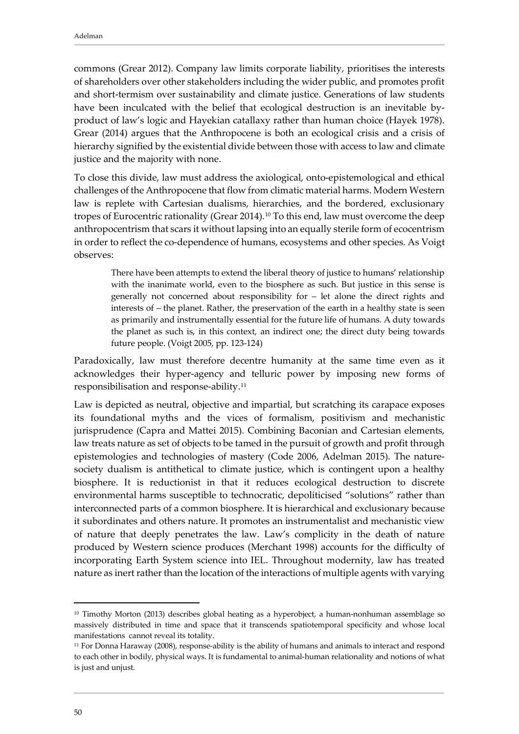commons (Grear 2012). Company law limits corporate liability, prioritises the interests of shareholders over other stakeholders including the wider public, and promotes profit and short-termism over sustainability and climate justice. Generations of law students have been inculcated with the belief that ecological destruction is an inevitable by-product of law's logic and Hayekian catallaxy rather than human choice (Hayek 1978). Grear (2014) argues that the Anthropocene is both an ecological crisis and a crisis of hierarchy signified by the existential divide between those with access to law and climate justice and the majority with none.

To close this divide, law must address the axiological, onto-epistemological and ethical challenges of the Anthropocene that flow from climatic material harms. Modern Western law is replete with Cartesian dualisms, hierarchies, and the bordered, exclusionary tropes of Eurocentric rationality (Grear 2014).[10] To this end, law must overcome the deep anthropocentrism that scars it without lapsing into an equally sterile form of ecocentrism in order to reflect the co-dependence of humans, ecosystems and other species. As Voigt observes:

> There have been attempts to extend the liberal theory of justice to humans' relationship with the inanimate world, even to the biosphere as such. But justice in this sense is generally not concerned about responsibility for – let alone the direct rights and interests of – the planet. Rather, the preservation of the earth in a healthy state is seen as primarily and instrumentally essential for the future life of humans. A duty towards the planet as such is, in this context, an indirect one; the direct duty being towards future people. (Voigt 2005, pp. 123-124)

Paradoxically, law must therefore decentre humanity at the same time even as it acknowledges their hyper-agency and telluric power by imposing new forms of responsibilisation and response-ability.[11]

Law is depicted as neutral, objective and impartial, but scratching its carapace exposes its foundational myths and the vices of formalism, positivism and mechanistic jurisprudence (Capra and Mattei 2015). Combining Baconian and Cartesian elements, law treats nature as set of objects to be tamed in the pursuit of growth and profit through epistemologies and technologies of mastery (Code 2006, Adelman 2015). The nature-society dualism is antithetical to climate justice, which is contingent upon a healthy biosphere. It is reductionist in that it reduces ecological destruction to discrete environmental harms susceptible to technocratic, depoliticised "solutions" rather than interconnected parts of a common biosphere. It is hierarchical and exclusionary because it subordinates and others nature. It promotes an instrumentalist and mechanistic view of nature that deeply penetrates the law. Law's complicity in the death of nature produced by Western science produces (Merchant 1998) accounts for the difficulty of incorporating Earth System science into IEL. Throughout modernity, law has treated nature as inert rather than the location of the interactions of multiple agents with varying

---

[10] Timothy Morton (2013) describes global heating as a hyperobject, a human-nonhuman assemblage so massively distributed in time and space that it transcends spatiotemporal specificity and whose local manifestations cannot reveal its totality.

[11] For Donna Haraway (2008), response-ability is the ability of humans and animals to interact and respond to each other in bodily, physical ways. It is fundamental to animal-human relationality and notions of what is just and unjust.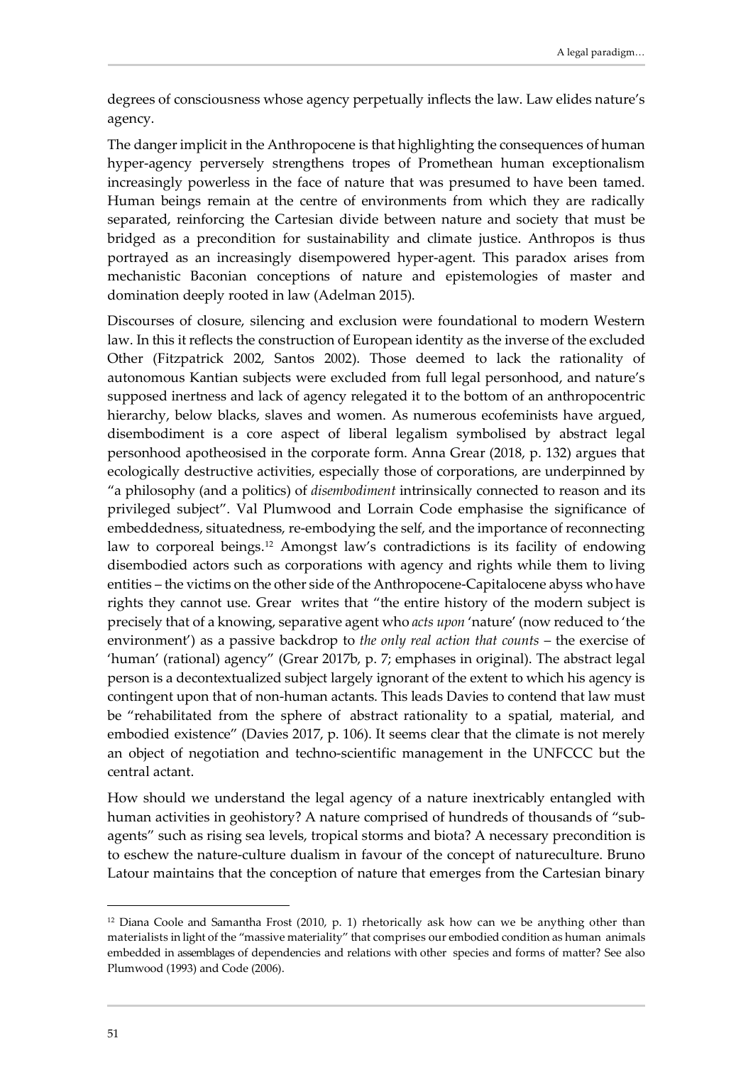degrees of consciousness whose agency perpetually inflects the law. Law elides nature's agency.

The danger implicit in the Anthropocene is that highlighting the consequences of human hyper-agency perversely strengthens tropes of Promethean human exceptionalism increasingly powerless in the face of nature that was presumed to have been tamed. Human beings remain at the centre of environments from which they are radically separated, reinforcing the Cartesian divide between nature and society that must be bridged as a precondition for sustainability and climate justice. Anthropos is thus portrayed as an increasingly disempowered hyper-agent. This paradox arises from mechanistic Baconian conceptions of nature and epistemologies of master and domination deeply rooted in law (Adelman 2015).

Discourses of closure, silencing and exclusion were foundational to modern Western law. In this it reflects the construction of European identity as the inverse of the excluded Other (Fitzpatrick 2002, Santos 2002). Those deemed to lack the rationality of autonomous Kantian subjects were excluded from full legal personhood, and nature's supposed inertness and lack of agency relegated it to the bottom of an anthropocentric hierarchy, below blacks, slaves and women. As numerous ecofeminists have argued, disembodiment is a core aspect of liberal legalism symbolised by abstract legal personhood apotheosised in the corporate form. Anna Grear (2018, p. 132) argues that ecologically destructive activities, especially those of corporations, are underpinned by "a philosophy (and a politics) of *disembodiment* intrinsically connected to reason and its privileged subject". Val Plumwood and Lorrain Code emphasise the significance of embeddedness, situatedness, re-embodying the self, and the importance of reconnecting law to corporeal beings.[12] Amongst law's contradictions is its facility of endowing disembodied actors such as corporations with agency and rights while them to living entities – the victims on the other side of the Anthropocene-Capitalocene abyss who have rights they cannot use. Grear writes that "the entire history of the modern subject is precisely that of a knowing, separative agent who *acts upon* 'nature' (now reduced to 'the environment') as a passive backdrop to *the only real action that counts* – the exercise of 'human' (rational) agency" (Grear 2017b, p. 7; emphases in original). The abstract legal person is a decontextualized subject largely ignorant of the extent to which his agency is contingent upon that of non-human actants. This leads Davies to contend that law must be "rehabilitated from the sphere of abstract rationality to a spatial, material, and embodied existence" (Davies 2017, p. 106). It seems clear that the climate is not merely an object of negotiation and techno-scientific management in the UNFCCC but the central actant.

How should we understand the legal agency of a nature inextricably entangled with human activities in geohistory? A nature comprised of hundreds of thousands of "sub-agents" such as rising sea levels, tropical storms and biota? A necessary precondition is to eschew the nature-culture dualism in favour of the concept of natureculture. Bruno Latour maintains that the conception of nature that emerges from the Cartesian binary

[12] Diana Coole and Samantha Frost (2010, p. 1) rhetorically ask how can we be anything other than materialists in light of the "massive materiality" that comprises our embodied condition as human animals embedded in assemblages of dependencies and relations with other species and forms of matter? See also Plumwood (1993) and Code (2006).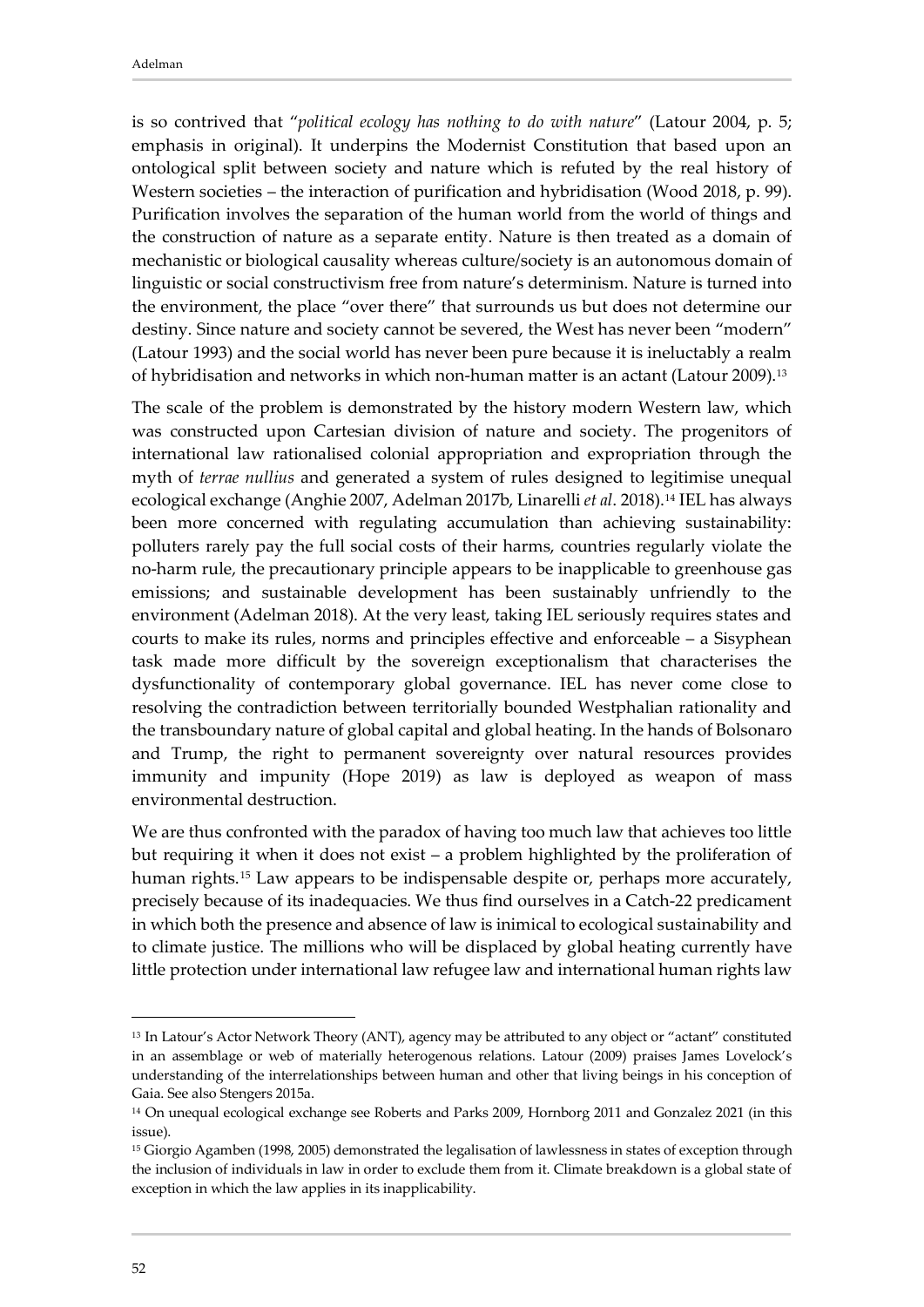is so contrived that "*political ecology has nothing to do with nature*" (Latour 2004, p. 5; emphasis in original). It underpins the Modernist Constitution that based upon an ontological split between society and nature which is refuted by the real history of Western societies – the interaction of purification and hybridisation (Wood 2018, p. 99). Purification involves the separation of the human world from the world of things and the construction of nature as a separate entity. Nature is then treated as a domain of mechanistic or biological causality whereas culture/society is an autonomous domain of linguistic or social constructivism free from nature's determinism. Nature is turned into the environment, the place "over there" that surrounds us but does not determine our destiny. Since nature and society cannot be severed, the West has never been "modern" (Latour 1993) and the social world has never been pure because it is ineluctably a realm of hybridisation and networks in which non-human matter is an actant (Latour 2009).[13]

The scale of the problem is demonstrated by the history modern Western law, which was constructed upon Cartesian division of nature and society. The progenitors of international law rationalised colonial appropriation and expropriation through the myth of *terrae nullius* and generated a system of rules designed to legitimise unequal ecological exchange (Anghie 2007, Adelman 2017b, Linarelli *et al*. 2018).[14] IEL has always been more concerned with regulating accumulation than achieving sustainability: polluters rarely pay the full social costs of their harms, countries regularly violate the no-harm rule, the precautionary principle appears to be inapplicable to greenhouse gas emissions; and sustainable development has been sustainably unfriendly to the environment (Adelman 2018). At the very least, taking IEL seriously requires states and courts to make its rules, norms and principles effective and enforceable – a Sisyphean task made more difficult by the sovereign exceptionalism that characterises the dysfunctionality of contemporary global governance. IEL has never come close to resolving the contradiction between territorially bounded Westphalian rationality and the transboundary nature of global capital and global heating. In the hands of Bolsonaro and Trump, the right to permanent sovereignty over natural resources provides immunity and impunity (Hope 2019) as law is deployed as weapon of mass environmental destruction.

We are thus confronted with the paradox of having too much law that achieves too little but requiring it when it does not exist – a problem highlighted by the proliferation of human rights.[15] Law appears to be indispensable despite or, perhaps more accurately, precisely because of its inadequacies. We thus find ourselves in a Catch-22 predicament in which both the presence and absence of law is inimical to ecological sustainability and to climate justice. The millions who will be displaced by global heating currently have little protection under international law refugee law and international human rights law

---

[13] In Latour's Actor Network Theory (ANT), agency may be attributed to any object or "actant" constituted in an assemblage or web of materially heterogenous relations. Latour (2009) praises James Lovelock's understanding of the interrelationships between human and other that living beings in his conception of Gaia. See also Stengers 2015a.

[14] On unequal ecological exchange see Roberts and Parks 2009, Hornborg 2011 and Gonzalez 2021 (in this issue).

[15] Giorgio Agamben (1998, 2005) demonstrated the legalisation of lawlessness in states of exception through the inclusion of individuals in law in order to exclude them from it. Climate breakdown is a global state of exception in which the law applies in its inapplicability.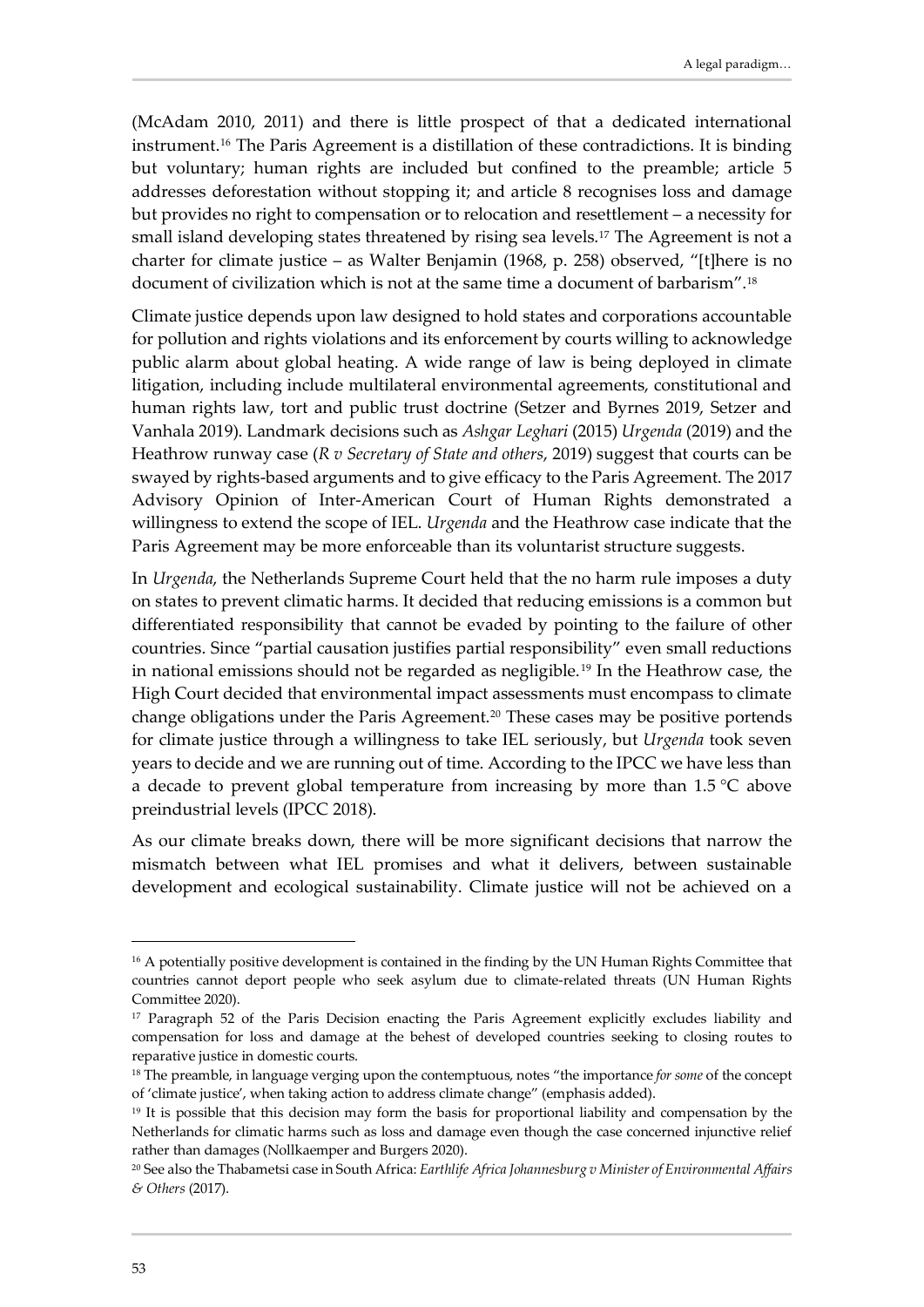(McAdam 2010, 2011) and there is little prospect of that a dedicated international instrument.[16] The Paris Agreement is a distillation of these contradictions. It is binding but voluntary; human rights are included but confined to the preamble; article 5 addresses deforestation without stopping it; and article 8 recognises loss and damage but provides no right to compensation or to relocation and resettlement – a necessity for small island developing states threatened by rising sea levels.[17] The Agreement is not a charter for climate justice – as Walter Benjamin (1968, p. 258) observed, "[t]here is no document of civilization which is not at the same time a document of barbarism".[18]

Climate justice depends upon law designed to hold states and corporations accountable for pollution and rights violations and its enforcement by courts willing to acknowledge public alarm about global heating. A wide range of law is being deployed in climate litigation, including include multilateral environmental agreements, constitutional and human rights law, tort and public trust doctrine (Setzer and Byrnes 2019, Setzer and Vanhala 2019). Landmark decisions such as *Ashgar Leghari* (2015) *Urgenda* (2019) and the Heathrow runway case (*R v Secretary of State and others*, 2019) suggest that courts can be swayed by rights-based arguments and to give efficacy to the Paris Agreement. The 2017 Advisory Opinion of Inter-American Court of Human Rights demonstrated a willingness to extend the scope of IEL. *Urgenda* and the Heathrow case indicate that the Paris Agreement may be more enforceable than its voluntarist structure suggests.

In *Urgenda*, the Netherlands Supreme Court held that the no harm rule imposes a duty on states to prevent climatic harms. It decided that reducing emissions is a common but differentiated responsibility that cannot be evaded by pointing to the failure of other countries. Since "partial causation justifies partial responsibility" even small reductions in national emissions should not be regarded as negligible.[19] In the Heathrow case, the High Court decided that environmental impact assessments must encompass to climate change obligations under the Paris Agreement.[20] These cases may be positive portends for climate justice through a willingness to take IEL seriously, but *Urgenda* took seven years to decide and we are running out of time. According to the IPCC we have less than a decade to prevent global temperature from increasing by more than 1.5 °C above preindustrial levels (IPCC 2018).

As our climate breaks down, there will be more significant decisions that narrow the mismatch between what IEL promises and what it delivers, between sustainable development and ecological sustainability. Climate justice will not be achieved on a

---

[16] A potentially positive development is contained in the finding by the UN Human Rights Committee that countries cannot deport people who seek asylum due to climate-related threats (UN Human Rights Committee 2020).

[17] Paragraph 52 of the Paris Decision enacting the Paris Agreement explicitly excludes liability and compensation for loss and damage at the behest of developed countries seeking to closing routes to reparative justice in domestic courts.

[18] The preamble, in language verging upon the contemptuous, notes "the importance *for some* of the concept of 'climate justice', when taking action to address climate change" (emphasis added).

[19] It is possible that this decision may form the basis for proportional liability and compensation by the Netherlands for climatic harms such as loss and damage even though the case concerned injunctive relief rather than damages (Nollkaemper and Burgers 2020).

[20] See also the Thabametsi case in South Africa: *Earthlife Africa Johannesburg v Minister of Environmental Affairs & Others* (2017).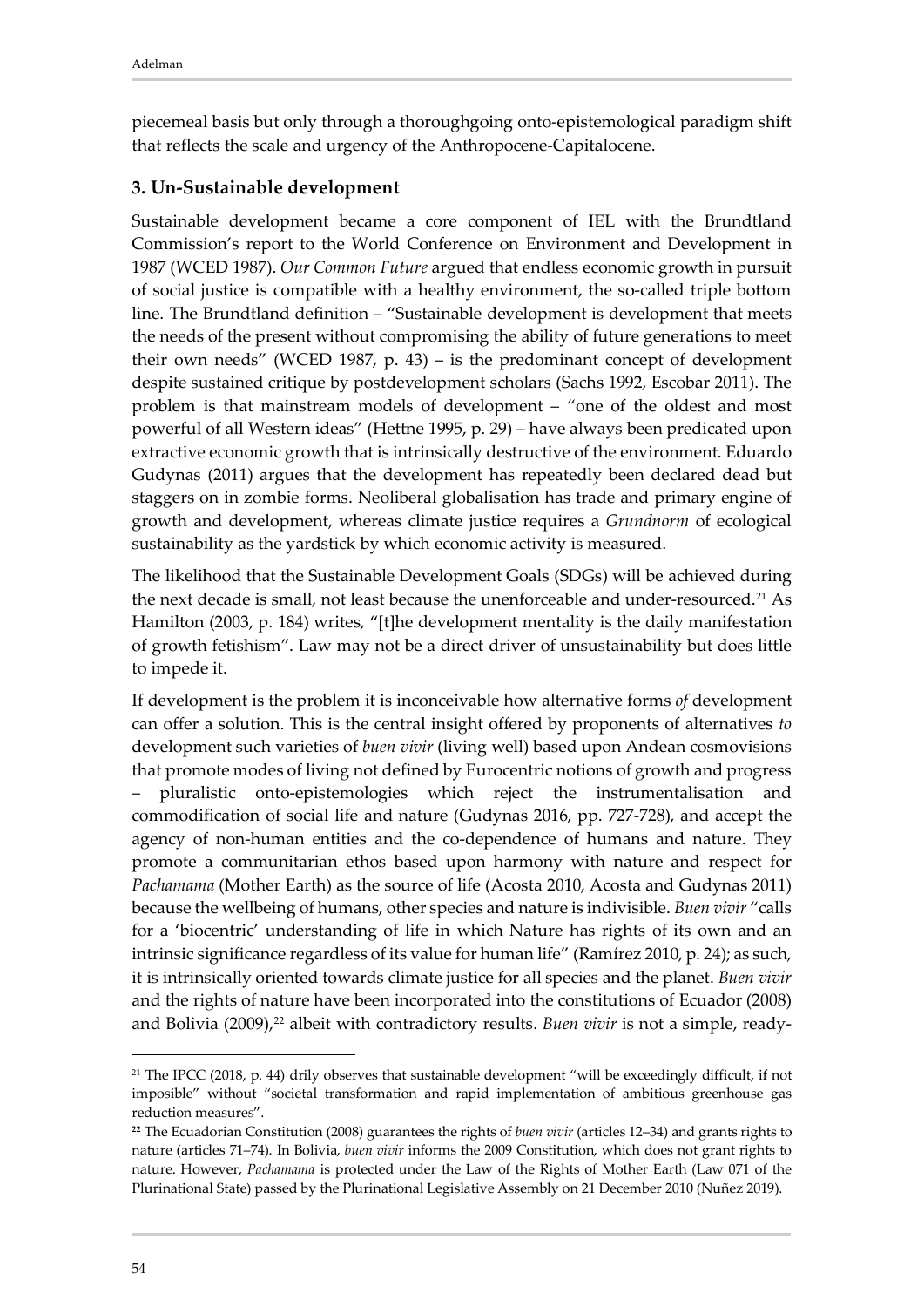piecemeal basis but only through a thoroughgoing onto-epistemological paradigm shift that reflects the scale and urgency of the Anthropocene-Capitalocene.

## 3. Un-Sustainable development

Sustainable development became a core component of IEL with the Brundtland Commission's report to the World Conference on Environment and Development in 1987 (WCED 1987). *Our Common Future* argued that endless economic growth in pursuit of social justice is compatible with a healthy environment, the so-called triple bottom line. The Brundtland definition – "Sustainable development is development that meets the needs of the present without compromising the ability of future generations to meet their own needs" (WCED 1987, p. 43) – is the predominant concept of development despite sustained critique by postdevelopment scholars (Sachs 1992, Escobar 2011). The problem is that mainstream models of development – "one of the oldest and most powerful of all Western ideas" (Hettne 1995, p. 29) – have always been predicated upon extractive economic growth that is intrinsically destructive of the environment. Eduardo Gudynas (2011) argues that the development has repeatedly been declared dead but staggers on in zombie forms. Neoliberal globalisation has trade and primary engine of growth and development, whereas climate justice requires a *Grundnorm* of ecological sustainability as the yardstick by which economic activity is measured.

The likelihood that the Sustainable Development Goals (SDGs) will be achieved during the next decade is small, not least because the unenforceable and under-resourced.[21] As Hamilton (2003, p. 184) writes, "[t]he development mentality is the daily manifestation of growth fetishism". Law may not be a direct driver of unsustainability but does little to impede it.

If development is the problem it is inconceivable how alternative forms *of* development can offer a solution. This is the central insight offered by proponents of alternatives *to* development such varieties of *buen vivir* (living well) based upon Andean cosmovisions that promote modes of living not defined by Eurocentric notions of growth and progress – pluralistic onto-epistemologies which reject the instrumentalisation and commodification of social life and nature (Gudynas 2016, pp. 727-728), and accept the agency of non-human entities and the co-dependence of humans and nature. They promote a communitarian ethos based upon harmony with nature and respect for *Pachamama* (Mother Earth) as the source of life (Acosta 2010, Acosta and Gudynas 2011) because the wellbeing of humans, other species and nature is indivisible. *Buen vivir* "calls for a 'biocentric' understanding of life in which Nature has rights of its own and an intrinsic significance regardless of its value for human life" (Ramírez 2010, p. 24); as such, it is intrinsically oriented towards climate justice for all species and the planet. *Buen vivir* and the rights of nature have been incorporated into the constitutions of Ecuador (2008) and Bolivia (2009),[22] albeit with contradictory results. *Buen vivir* is not a simple, ready-

[21] The IPCC (2018, p. 44) drily observes that sustainable development "will be exceedingly difficult, if not imposible" without "societal transformation and rapid implementation of ambitious greenhouse gas reduction measures".

[22] The Ecuadorian Constitution (2008) guarantees the rights of *buen vivir* (articles 12–34) and grants rights to nature (articles 71–74). In Bolivia, *buen vivir* informs the 2009 Constitution, which does not grant rights to nature. However, *Pachamama* is protected under the Law of the Rights of Mother Earth (Law 071 of the Plurinational State) passed by the Plurinational Legislative Assembly on 21 December 2010 (Nuñez 2019).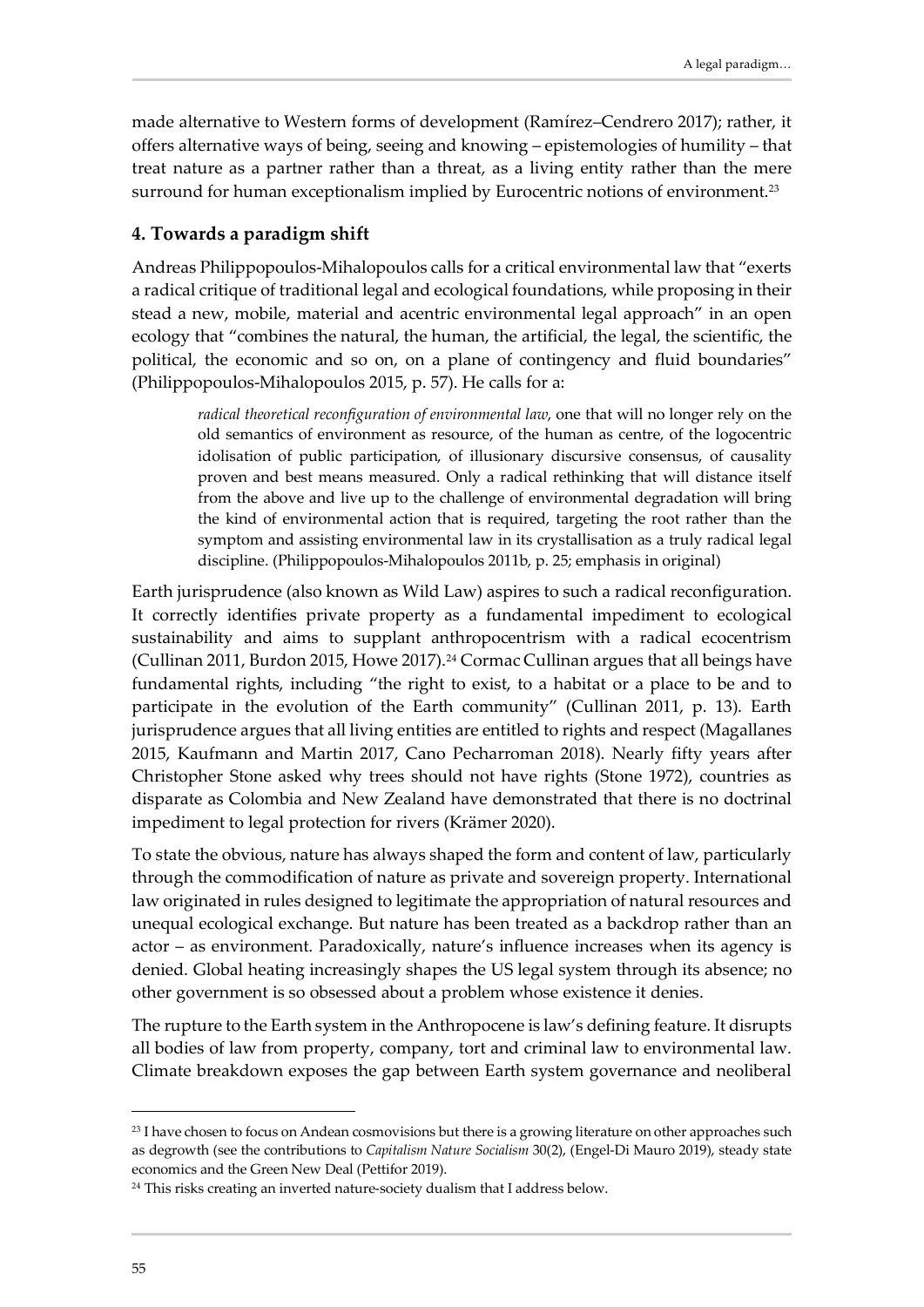made alternative to Western forms of development (Ramírez–Cendrero 2017); rather, it offers alternative ways of being, seeing and knowing – epistemologies of humility – that treat nature as a partner rather than a threat, as a living entity rather than the mere surround for human exceptionalism implied by Eurocentric notions of environment.[23]

## 4. Towards a paradigm shift

Andreas Philippopoulos-Mihalopoulos calls for a critical environmental law that "exerts a radical critique of traditional legal and ecological foundations, while proposing in their stead a new, mobile, material and acentric environmental legal approach" in an open ecology that "combines the natural, the human, the artificial, the legal, the scientific, the political, the economic and so on, on a plane of contingency and fluid boundaries" (Philippopoulos-Mihalopoulos 2015, p. 57). He calls for a:

> *radical theoretical reconfiguration of environmental law*, one that will no longer rely on the old semantics of environment as resource, of the human as centre, of the logocentric idolisation of public participation, of illusionary discursive consensus, of causality proven and best means measured. Only a radical rethinking that will distance itself from the above and live up to the challenge of environmental degradation will bring the kind of environmental action that is required, targeting the root rather than the symptom and assisting environmental law in its crystallisation as a truly radical legal discipline. (Philippopoulos-Mihalopoulos 2011b, p. 25; emphasis in original)

Earth jurisprudence (also known as Wild Law) aspires to such a radical reconfiguration. It correctly identifies private property as a fundamental impediment to ecological sustainability and aims to supplant anthropocentrism with a radical ecocentrism (Cullinan 2011, Burdon 2015, Howe 2017).[24] Cormac Cullinan argues that all beings have fundamental rights, including "the right to exist, to a habitat or a place to be and to participate in the evolution of the Earth community" (Cullinan 2011, p. 13). Earth jurisprudence argues that all living entities are entitled to rights and respect (Magallanes 2015, Kaufmann and Martin 2017, Cano Pecharroman 2018). Nearly fifty years after Christopher Stone asked why trees should not have rights (Stone 1972), countries as disparate as Colombia and New Zealand have demonstrated that there is no doctrinal impediment to legal protection for rivers (Krämer 2020).

To state the obvious, nature has always shaped the form and content of law, particularly through the commodification of nature as private and sovereign property. International law originated in rules designed to legitimate the appropriation of natural resources and unequal ecological exchange. But nature has been treated as a backdrop rather than an actor – as environment. Paradoxically, nature's influence increases when its agency is denied. Global heating increasingly shapes the US legal system through its absence; no other government is so obsessed about a problem whose existence it denies.

The rupture to the Earth system in the Anthropocene is law's defining feature. It disrupts all bodies of law from property, company, tort and criminal law to environmental law. Climate breakdown exposes the gap between Earth system governance and neoliberal

---

[23] I have chosen to focus on Andean cosmovisions but there is a growing literature on other approaches such as degrowth (see the contributions to *Capitalism Nature Socialism* 30(2), (Engel-Di Mauro 2019), steady state economics and the Green New Deal (Pettifor 2019).

[24] This risks creating an inverted nature-society dualism that I address below.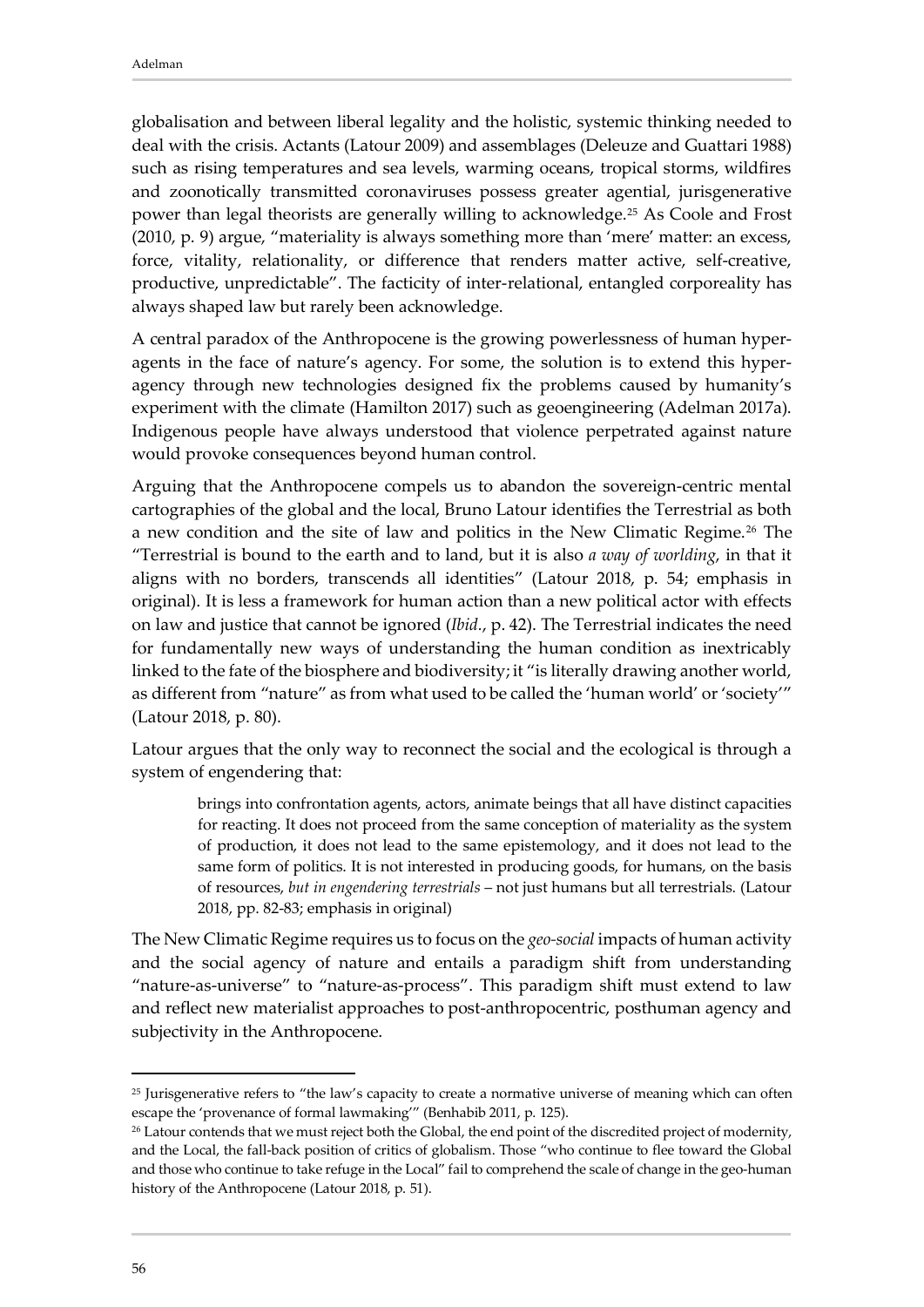globalisation and between liberal legality and the holistic, systemic thinking needed to deal with the crisis. Actants (Latour 2009) and assemblages (Deleuze and Guattari 1988) such as rising temperatures and sea levels, warming oceans, tropical storms, wildfires and zoonotically transmitted coronaviruses possess greater agential, jurisgenerative power than legal theorists are generally willing to acknowledge.[25] As Coole and Frost (2010, p. 9) argue, "materiality is always something more than 'mere' matter: an excess, force, vitality, relationality, or difference that renders matter active, self-creative, productive, unpredictable". The facticity of inter-relational, entangled corporeality has always shaped law but rarely been acknowledge.

A central paradox of the Anthropocene is the growing powerlessness of human hyper-agents in the face of nature's agency. For some, the solution is to extend this hyper-agency through new technologies designed fix the problems caused by humanity's experiment with the climate (Hamilton 2017) such as geoengineering (Adelman 2017a). Indigenous people have always understood that violence perpetrated against nature would provoke consequences beyond human control.

Arguing that the Anthropocene compels us to abandon the sovereign-centric mental cartographies of the global and the local, Bruno Latour identifies the Terrestrial as both a new condition and the site of law and politics in the New Climatic Regime.[26] The "Terrestrial is bound to the earth and to land, but it is also *a way of worlding*, in that it aligns with no borders, transcends all identities" (Latour 2018, p. 54; emphasis in original). It is less a framework for human action than a new political actor with effects on law and justice that cannot be ignored (*Ibid*., p. 42). The Terrestrial indicates the need for fundamentally new ways of understanding the human condition as inextricably linked to the fate of the biosphere and biodiversity; it "is literally drawing another world, as different from "nature" as from what used to be called the 'human world' or 'society'" (Latour 2018, p. 80).

Latour argues that the only way to reconnect the social and the ecological is through a system of engendering that:

> brings into confrontation agents, actors, animate beings that all have distinct capacities for reacting. It does not proceed from the same conception of materiality as the system of production, it does not lead to the same epistemology, and it does not lead to the same form of politics. It is not interested in producing goods, for humans, on the basis of resources, *but in engendering terrestrials* – not just humans but all terrestrials. (Latour 2018, pp. 82-83; emphasis in original)

The New Climatic Regime requires us to focus on the *geo-social* impacts of human activity and the social agency of nature and entails a paradigm shift from understanding "nature-as-universe" to "nature-as-process". This paradigm shift must extend to law and reflect new materialist approaches to post-anthropocentric, posthuman agency and subjectivity in the Anthropocene.

---

[25] Jurisgenerative refers to "the law's capacity to create a normative universe of meaning which can often escape the 'provenance of formal lawmaking'" (Benhabib 2011, p. 125).

[26] Latour contends that we must reject both the Global, the end point of the discredited project of modernity, and the Local, the fall-back position of critics of globalism. Those "who continue to flee toward the Global and those who continue to take refuge in the Local" fail to comprehend the scale of change in the geo-human history of the Anthropocene (Latour 2018, p. 51).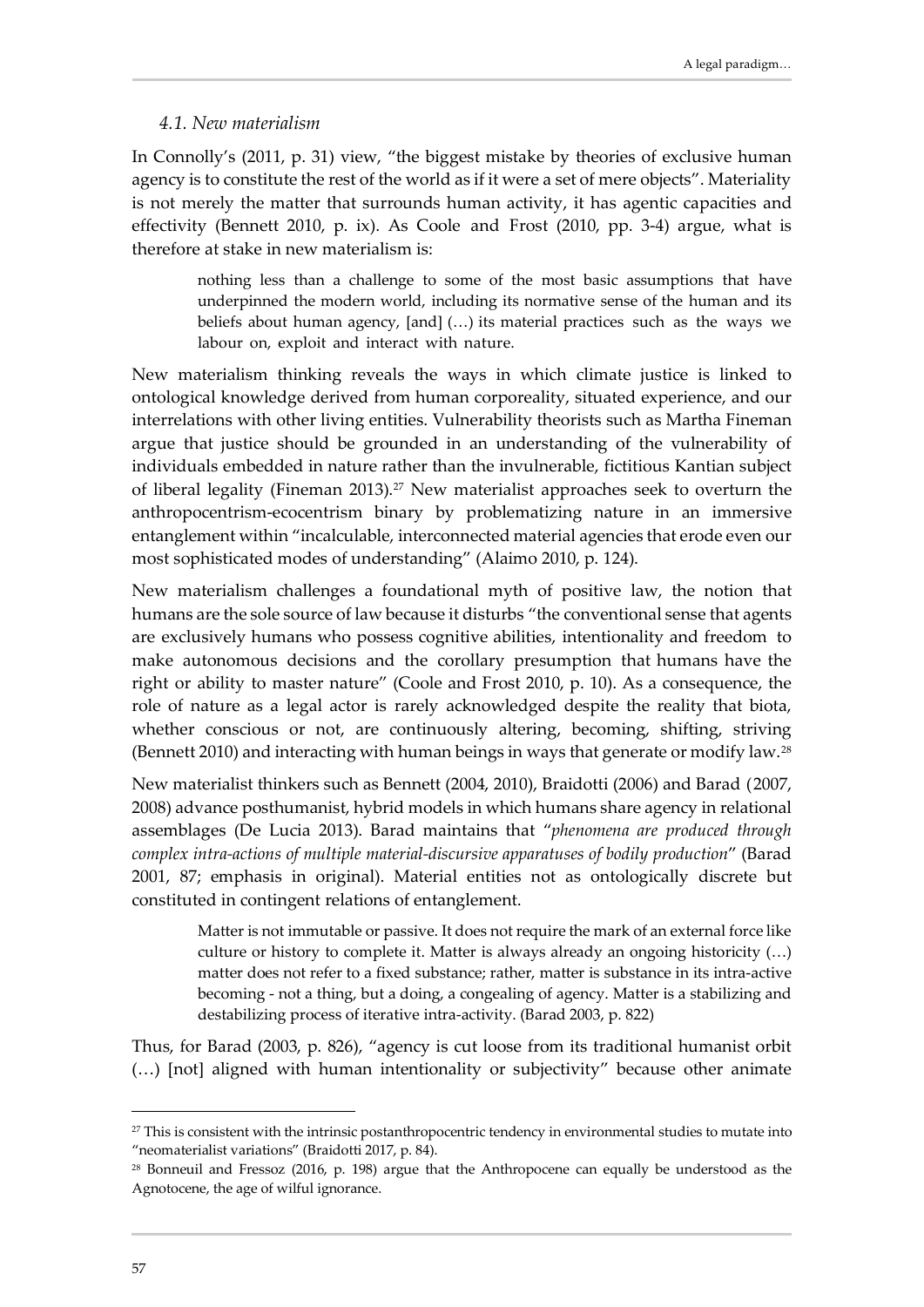### 4.1. New materialism

In Connolly's (2011, p. 31) view, "the biggest mistake by theories of exclusive human agency is to constitute the rest of the world as if it were a set of mere objects". Materiality is not merely the matter that surrounds human activity, it has agentic capacities and effectivity (Bennett 2010, p. ix). As Coole and Frost (2010, pp. 3-4) argue, what is therefore at stake in new materialism is:

> nothing less than a challenge to some of the most basic assumptions that have underpinned the modern world, including its normative sense of the human and its beliefs about human agency, [and] (…) its material practices such as the ways we labour on, exploit and interact with nature.

New materialism thinking reveals the ways in which climate justice is linked to ontological knowledge derived from human corporeality, situated experience, and our interrelations with other living entities. Vulnerability theorists such as Martha Fineman argue that justice should be grounded in an understanding of the vulnerability of individuals embedded in nature rather than the invulnerable, fictitious Kantian subject of liberal legality (Fineman 2013).[27] New materialist approaches seek to overturn the anthropocentrism-ecocentrism binary by problematizing nature in an immersive entanglement within "incalculable, interconnected material agencies that erode even our most sophisticated modes of understanding" (Alaimo 2010, p. 124).

New materialism challenges a foundational myth of positive law, the notion that humans are the sole source of law because it disturbs "the conventional sense that agents are exclusively humans who possess cognitive abilities, intentionality and freedom to make autonomous decisions and the corollary presumption that humans have the right or ability to master nature" (Coole and Frost 2010, p. 10). As a consequence, the role of nature as a legal actor is rarely acknowledged despite the reality that biota, whether conscious or not, are continuously altering, becoming, shifting, striving (Bennett 2010) and interacting with human beings in ways that generate or modify law.[28]

New materialist thinkers such as Bennett (2004, 2010), Braidotti (2006) and Barad (2007, 2008) advance posthumanist, hybrid models in which humans share agency in relational assemblages (De Lucia 2013). Barad maintains that "*phenomena are produced through complex intra-actions of multiple material-discursive apparatuses of bodily production*" (Barad 2001, 87; emphasis in original). Material entities not as ontologically discrete but constituted in contingent relations of entanglement.

> Matter is not immutable or passive. It does not require the mark of an external force like culture or history to complete it. Matter is always already an ongoing historicity (…) matter does not refer to a fixed substance; rather, matter is substance in its intra-active becoming - not a thing, but a doing, a congealing of agency. Matter is a stabilizing and destabilizing process of iterative intra-activity. (Barad 2003, p. 822)

Thus, for Barad (2003, p. 826), "agency is cut loose from its traditional humanist orbit (…) [not] aligned with human intentionality or subjectivity" because other animate

---

[27] This is consistent with the intrinsic postanthropocentric tendency in environmental studies to mutate into "neomaterialist variations" (Braidotti 2017, p. 84).

[28] Bonneuil and Fressoz (2016, p. 198) argue that the Anthropocene can equally be understood as the Agnotocene, the age of wilful ignorance.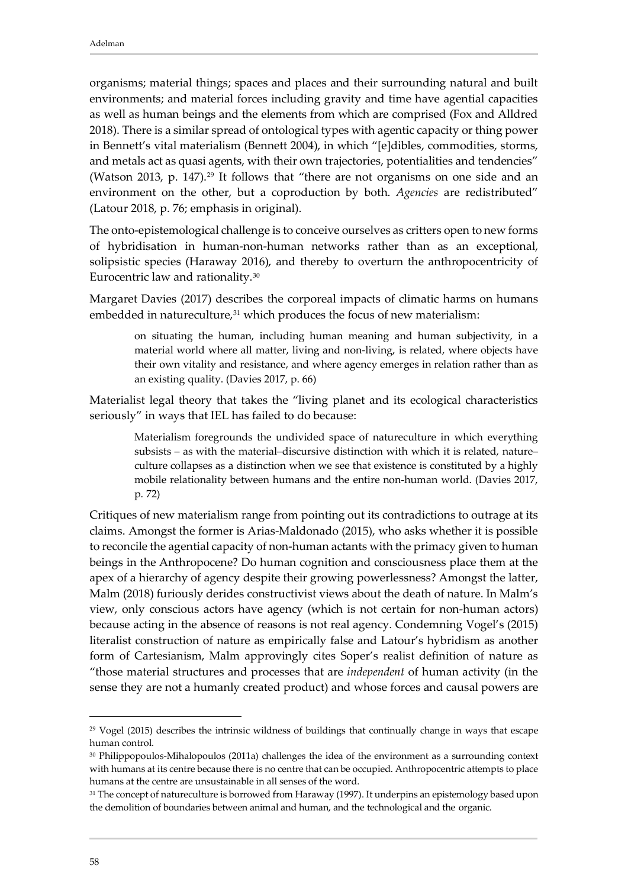organisms; material things; spaces and places and their surrounding natural and built environments; and material forces including gravity and time have agential capacities as well as human beings and the elements from which are comprised (Fox and Alldred 2018). There is a similar spread of ontological types with agentic capacity or thing power in Bennett's vital materialism (Bennett 2004), in which "[e]dibles, commodities, storms, and metals act as quasi agents, with their own trajectories, potentialities and tendencies" (Watson 2013, p. 147).[29] It follows that "there are not organisms on one side and an environment on the other, but a coproduction by both. *Agencies* are redistributed" (Latour 2018, p. 76; emphasis in original).

The onto-epistemological challenge is to conceive ourselves as critters open to new forms of hybridisation in human-non-human networks rather than as an exceptional, solipsistic species (Haraway 2016), and thereby to overturn the anthropocentricity of Eurocentric law and rationality.[30]

Margaret Davies (2017) describes the corporeal impacts of climatic harms on humans embedded in natureculture,[31] which produces the focus of new materialism:

> on situating the human, including human meaning and human subjectivity, in a material world where all matter, living and non-living, is related, where objects have their own vitality and resistance, and where agency emerges in relation rather than as an existing quality. (Davies 2017, p. 66)

Materialist legal theory that takes the "living planet and its ecological characteristics seriously" in ways that IEL has failed to do because:

> Materialism foregrounds the undivided space of natureculture in which everything subsists – as with the material–discursive distinction with which it is related, nature–culture collapses as a distinction when we see that existence is constituted by a highly mobile relationality between humans and the entire non-human world. (Davies 2017, p. 72)

Critiques of new materialism range from pointing out its contradictions to outrage at its claims. Amongst the former is Arias-Maldonado (2015), who asks whether it is possible to reconcile the agential capacity of non-human actants with the primacy given to human beings in the Anthropocene? Do human cognition and consciousness place them at the apex of a hierarchy of agency despite their growing powerlessness? Amongst the latter, Malm (2018) furiously derides constructivist views about the death of nature. In Malm's view, only conscious actors have agency (which is not certain for non-human actors) because acting in the absence of reasons is not real agency. Condemning Vogel's (2015) literalist construction of nature as empirically false and Latour's hybridism as another form of Cartesianism, Malm approvingly cites Soper's realist definition of nature as "those material structures and processes that are *independent* of human activity (in the sense they are not a humanly created product) and whose forces and causal powers are

---

[29] Vogel (2015) describes the intrinsic wildness of buildings that continually change in ways that escape human control.

[30] Philippopoulos-Mihalopoulos (2011a) challenges the idea of the environment as a surrounding context with humans at its centre because there is no centre that can be occupied. Anthropocentric attempts to place humans at the centre are unsustainable in all senses of the word.

[31] The concept of natureculture is borrowed from Haraway (1997). It underpins an epistemology based upon the demolition of boundaries between animal and human, and the technological and the organic.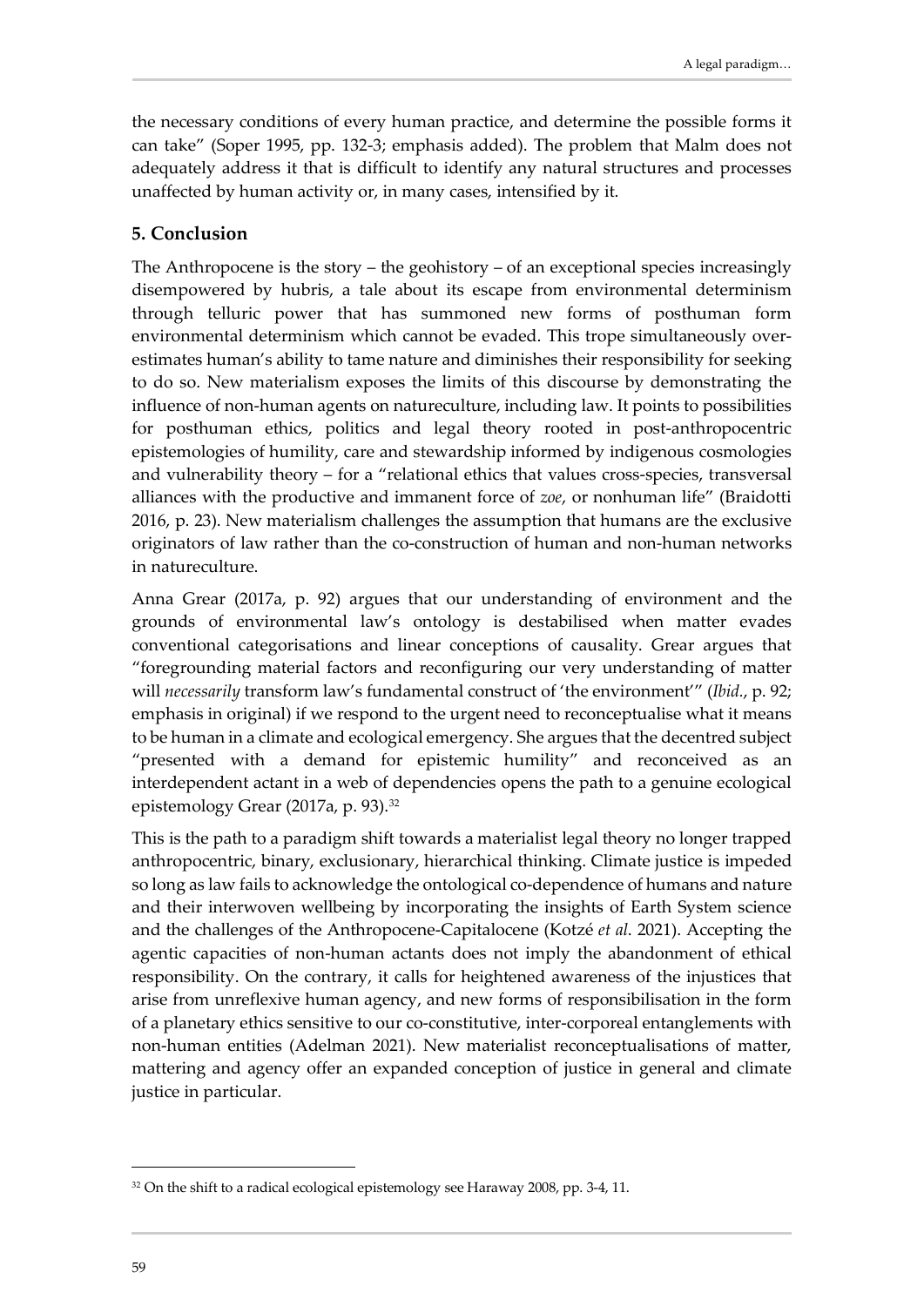the necessary conditions of every human practice, and determine the possible forms it can take" (Soper 1995, pp. 132-3; emphasis added). The problem that Malm does not adequately address it that is difficult to identify any natural structures and processes unaffected by human activity or, in many cases, intensified by it.

## 5. Conclusion

The Anthropocene is the story – the geohistory – of an exceptional species increasingly disempowered by hubris, a tale about its escape from environmental determinism through telluric power that has summoned new forms of posthuman form environmental determinism which cannot be evaded. This trope simultaneously over-estimates human's ability to tame nature and diminishes their responsibility for seeking to do so. New materialism exposes the limits of this discourse by demonstrating the influence of non-human agents on natureculture, including law. It points to possibilities for posthuman ethics, politics and legal theory rooted in post-anthropocentric epistemologies of humility, care and stewardship informed by indigenous cosmologies and vulnerability theory – for a "relational ethics that values cross-species, transversal alliances with the productive and immanent force of *zoe*, or nonhuman life" (Braidotti 2016, p. 23). New materialism challenges the assumption that humans are the exclusive originators of law rather than the co-construction of human and non-human networks in natureculture.

Anna Grear (2017a, p. 92) argues that our understanding of environment and the grounds of environmental law's ontology is destabilised when matter evades conventional categorisations and linear conceptions of causality. Grear argues that "foregrounding material factors and reconfiguring our very understanding of matter will *necessarily* transform law's fundamental construct of 'the environment'" (*Ibid.*, p. 92; emphasis in original) if we respond to the urgent need to reconceptualise what it means to be human in a climate and ecological emergency. She argues that the decentred subject "presented with a demand for epistemic humility" and reconceived as an interdependent actant in a web of dependencies opens the path to a genuine ecological epistemology Grear (2017a, p. 93).[32]

This is the path to a paradigm shift towards a materialist legal theory no longer trapped anthropocentric, binary, exclusionary, hierarchical thinking. Climate justice is impeded so long as law fails to acknowledge the ontological co-dependence of humans and nature and their interwoven wellbeing by incorporating the insights of Earth System science and the challenges of the Anthropocene-Capitalocene (Kotzé *et al*. 2021). Accepting the agentic capacities of non-human actants does not imply the abandonment of ethical responsibility. On the contrary, it calls for heightened awareness of the injustices that arise from unreflexive human agency, and new forms of responsibilisation in the form of a planetary ethics sensitive to our co-constitutive, inter-corporeal entanglements with non-human entities (Adelman 2021). New materialist reconceptualisations of matter, mattering and agency offer an expanded conception of justice in general and climate justice in particular.

---

[32] On the shift to a radical ecological epistemology see Haraway 2008, pp. 3-4, 11.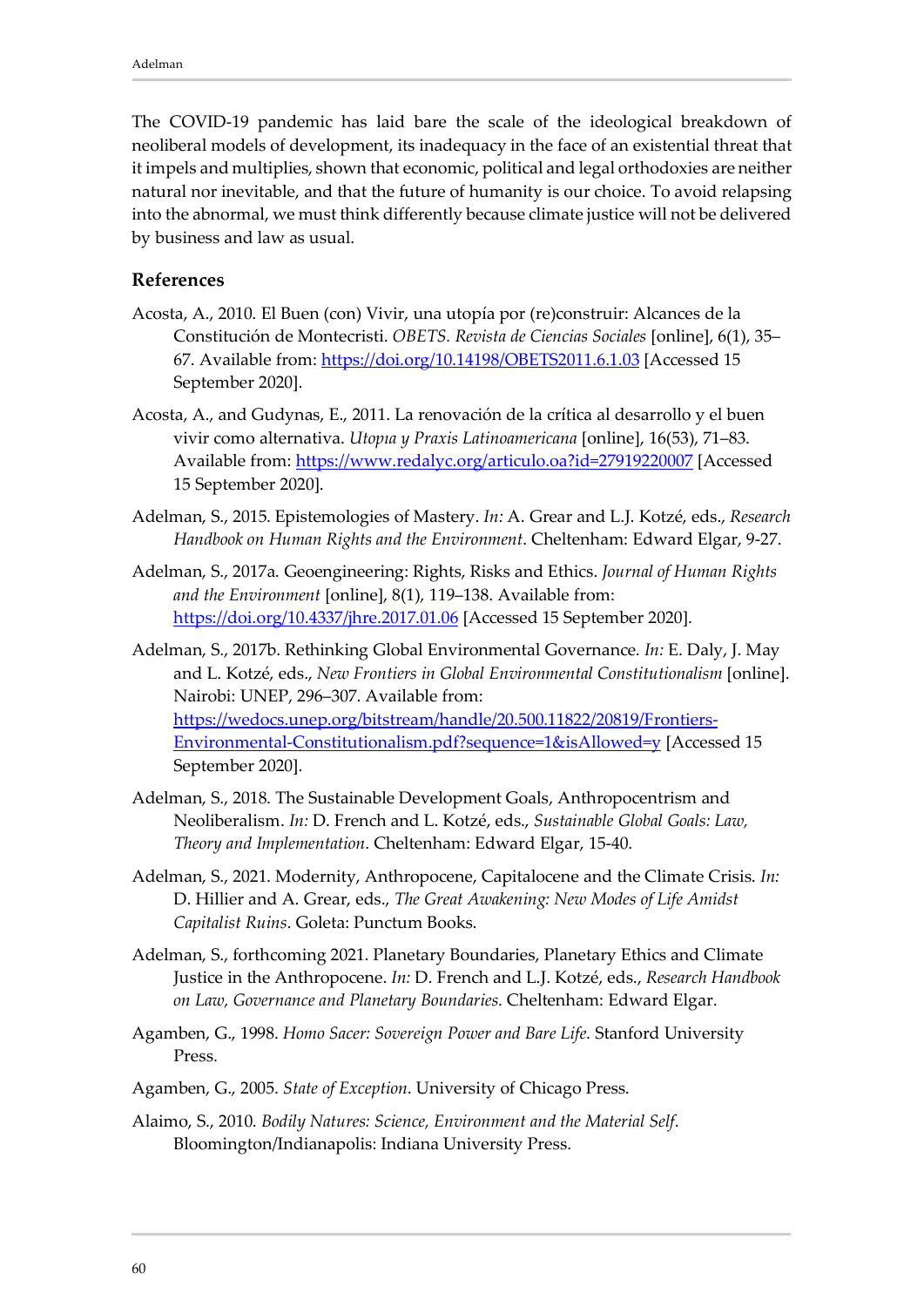The COVID-19 pandemic has laid bare the scale of the ideological breakdown of neoliberal models of development, its inadequacy in the face of an existential threat that it impels and multiplies, shown that economic, political and legal orthodoxies are neither natural nor inevitable, and that the future of humanity is our choice. To avoid relapsing into the abnormal, we must think differently because climate justice will not be delivered by business and law as usual.

## References

Acosta, A., 2010. El Buen (con) Vivir, una utopía por (re)construir: Alcances de la Constitución de Montecristi. *OBETS. Revista de Ciencias Sociales* [online], 6(1), 35–67. Available from: https://doi.org/10.14198/OBETS2011.6.1.03 [Accessed 15 September 2020].

Acosta, A., and Gudynas, E., 2011. La renovación de la crítica al desarrollo y el buen vivir como alternativa. *Utopıa y Praxis Latinoamericana* [online], 16(53), 71–83. Available from: https://www.redalyc.org/articulo.oa?id=27919220007 [Accessed 15 September 2020].

Adelman, S., 2015. Epistemologies of Mastery. *In:* A. Grear and L.J. Kotzé, eds., *Research Handbook on Human Rights and the Environment*. Cheltenham: Edward Elgar, 9-27.

Adelman, S., 2017a. Geoengineering: Rights, Risks and Ethics. *Journal of Human Rights and the Environment* [online], 8(1), 119–138. Available from: https://doi.org/10.4337/jhre.2017.01.06 [Accessed 15 September 2020].

Adelman, S., 2017b. Rethinking Global Environmental Governance. *In:* E. Daly, J. May and L. Kotzé, eds., *New Frontiers in Global Environmental Constitutionalism* [online]. Nairobi: UNEP, 296–307. Available from: https://wedocs.unep.org/bitstream/handle/20.500.11822/20819/Frontiers-Environmental-Constitutionalism.pdf?sequence=1&isAllowed=y [Accessed 15 September 2020].

Adelman, S., 2018. The Sustainable Development Goals, Anthropocentrism and Neoliberalism. *In:* D. French and L. Kotzé, eds., *Sustainable Global Goals: Law, Theory and Implementation*. Cheltenham: Edward Elgar, 15-40.

Adelman, S., 2021. Modernity, Anthropocene, Capitalocene and the Climate Crisis. *In:* D. Hillier and A. Grear, eds., *The Great Awakening: New Modes of Life Amidst Capitalist Ruins*. Goleta: Punctum Books.

Adelman, S., forthcoming 2021. Planetary Boundaries, Planetary Ethics and Climate Justice in the Anthropocene. *In:* D. French and L.J. Kotzé, eds., *Research Handbook on Law, Governance and Planetary Boundaries*. Cheltenham: Edward Elgar.

Agamben, G., 1998. *Homo Sacer: Sovereign Power and Bare Life*. Stanford University Press.

Agamben, G., 2005. *State of Exception*. University of Chicago Press.

Alaimo, S., 2010. *Bodily Natures: Science, Environment and the Material Self*. Bloomington/Indianapolis: Indiana University Press.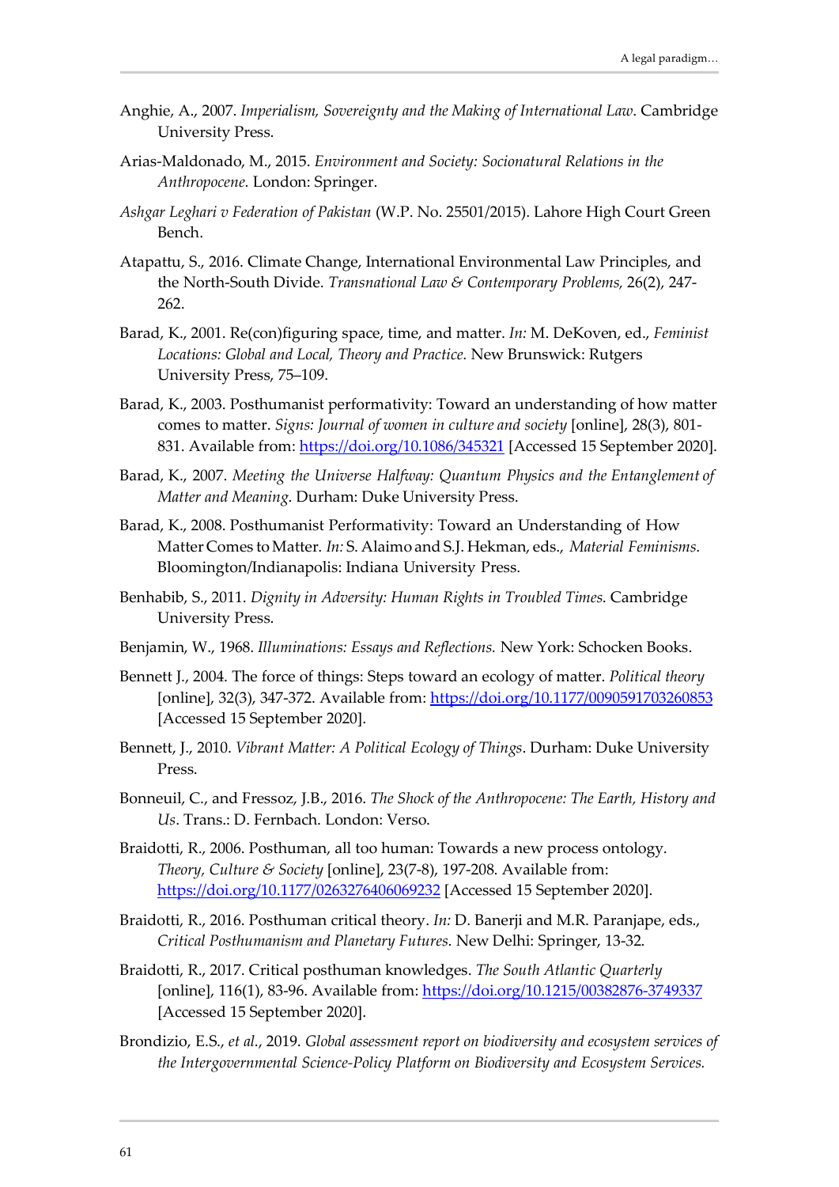Anghie, A., 2007. *Imperialism, Sovereignty and the Making of International Law*. Cambridge University Press.

Arias-Maldonado, M., 2015. *Environment and Society: Socionatural Relations in the Anthropocene.* London: Springer.

*Ashgar Leghari v Federation of Pakistan* (W.P. No. 25501/2015). Lahore High Court Green Bench.

Atapattu, S., 2016. Climate Change, International Environmental Law Principles, and the North-South Divide. *Transnational Law & Contemporary Problems,* 26(2), 247-262.

Barad, K., 2001. Re(con)figuring space, time, and matter. *In:* M. DeKoven, ed., *Feminist Locations: Global and Local, Theory and Practice*. New Brunswick: Rutgers University Press, 75–109.

Barad, K., 2003. Posthumanist performativity: Toward an understanding of how matter comes to matter. *Signs: Journal of women in culture and society* [online], 28(3), 801-831. Available from: https://doi.org/10.1086/345321 [Accessed 15 September 2020].

Barad, K., 2007. *Meeting the Universe Halfway: Quantum Physics and the Entanglement of Matter and Meaning*. Durham: Duke University Press.

Barad, K., 2008. Posthumanist Performativity: Toward an Understanding of How Matter Comes to Matter. *In:* S. Alaimo and S.J. Hekman, eds., *Material Feminisms*. Bloomington/Indianapolis: Indiana University Press.

Benhabib, S., 2011. *Dignity in Adversity: Human Rights in Troubled Times*. Cambridge University Press.

Benjamin, W., 1968. *Illuminations: Essays and Reflections.* New York: Schocken Books.

Bennett J., 2004. The force of things: Steps toward an ecology of matter. *Political theory* [online], 32(3), 347-372. Available from: https://doi.org/10.1177/0090591703260853 [Accessed 15 September 2020].

Bennett, J., 2010. *Vibrant Matter: A Political Ecology of Things*. Durham: Duke University Press.

Bonneuil, C., and Fressoz, J.B., 2016. *The Shock of the Anthropocene: The Earth, History and Us*. Trans.: D. Fernbach. London: Verso.

Braidotti, R., 2006. Posthuman, all too human: Towards a new process ontology. *Theory, Culture & Society* [online], 23(7-8), 197-208. Available from: https://doi.org/10.1177/0263276406069232 [Accessed 15 September 2020].

Braidotti, R., 2016. Posthuman critical theory. *In:* D. Banerji and M.R. Paranjape, eds., *Critical Posthumanism and Planetary Futures*. New Delhi: Springer, 13-32.

Braidotti, R., 2017. Critical posthuman knowledges. *The South Atlantic Quarterly* [online], 116(1), 83-96. Available from: https://doi.org/10.1215/00382876-3749337 [Accessed 15 September 2020].

Brondizio, E.S., *et al.*, 2019. *Global assessment report on biodiversity and ecosystem services of the Intergovernmental Science-Policy Platform on Biodiversity and Ecosystem Services.*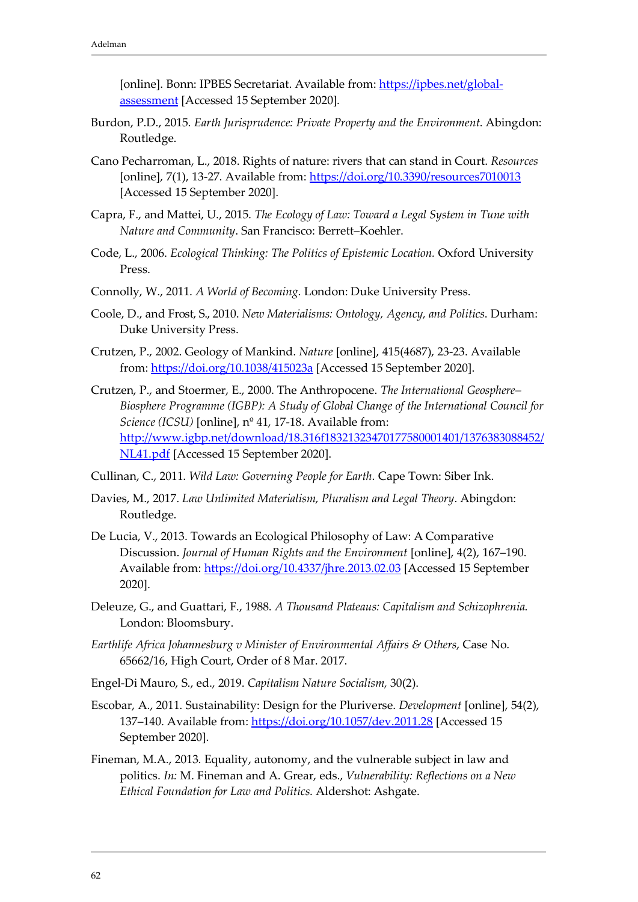[online]. Bonn: IPBES Secretariat. Available from: [https://ipbes.net/global-assessment](https://ipbes.net/global-assessment) [Accessed 15 September 2020].

Burdon, P.D., 2015. *Earth Jurisprudence: Private Property and the Environment*. Abingdon: Routledge.

Cano Pecharroman, L., 2018. Rights of nature: rivers that can stand in Court. *Resources* [online], 7(1), 13-27. Available from: [https://doi.org/10.3390/resources7010013](https://doi.org/10.3390/resources7010013) [Accessed 15 September 2020].

Capra, F., and Mattei, U., 2015. *The Ecology of Law: Toward a Legal System in Tune with Nature and Community*. San Francisco: Berrett–Koehler.

Code, L., 2006. *Ecological Thinking: The Politics of Epistemic Location.* Oxford University Press.

Connolly, W., 2011. *A World of Becoming*. London: Duke University Press.

Coole, D., and Frost, S., 2010. *New Materialisms: Ontology, Agency, and Politics*. Durham: Duke University Press.

Crutzen, P., 2002. Geology of Mankind. *Nature* [online], 415(4687), 23-23. Available from: [https://doi.org/10.1038/415023a](https://doi.org/10.1038/415023a) [Accessed 15 September 2020].

Crutzen, P., and Stoermer, E., 2000. The Anthropocene. *The International Geosphere–Biosphere Programme (IGBP): A Study of Global Change of the International Council for Science (ICSU)* [online], nº 41, 17-18. Available from: [http://www.igbp.net/download/18.316f18321323470177580001401/1376383088452/NL41.pdf](http://www.igbp.net/download/18.316f18321323470177580001401/1376383088452/NL41.pdf) [Accessed 15 September 2020].

Cullinan, C., 2011. *Wild Law: Governing People for Earth.* Cape Town: Siber Ink.

Davies, M., 2017. *Law Unlimited Materialism, Pluralism and Legal Theory*. Abingdon: Routledge.

De Lucia, V., 2013. Towards an Ecological Philosophy of Law: A Comparative Discussion. *Journal of Human Rights and the Environment* [online], 4(2), 167–190. Available from: [https://doi.org/10.4337/jhre.2013.02.03](https://doi.org/10.4337/jhre.2013.02.03) [Accessed 15 September 2020].

Deleuze, G., and Guattari, F., 1988. *A Thousand Plateaus: Capitalism and Schizophrenia*. London: Bloomsbury.

*Earthlife Africa Johannesburg v Minister of Environmental Affairs & Others*, Case No. 65662/16, High Court, Order of 8 Mar. 2017.

Engel-Di Mauro, S., ed., 2019. *Capitalism Nature Socialism,* 30(2).

Escobar, A., 2011. Sustainability: Design for the Pluriverse. *Development* [online], 54(2), 137–140. Available from: [https://doi.org/10.1057/dev.2011.28](https://doi.org/10.1057/dev.2011.28) [Accessed 15 September 2020].

Fineman, M.A., 2013. Equality, autonomy, and the vulnerable subject in law and politics. *In:* M. Fineman and A. Grear, eds., *Vulnerability: Reflections on a New Ethical Foundation for Law and Politics.* Aldershot: Ashgate.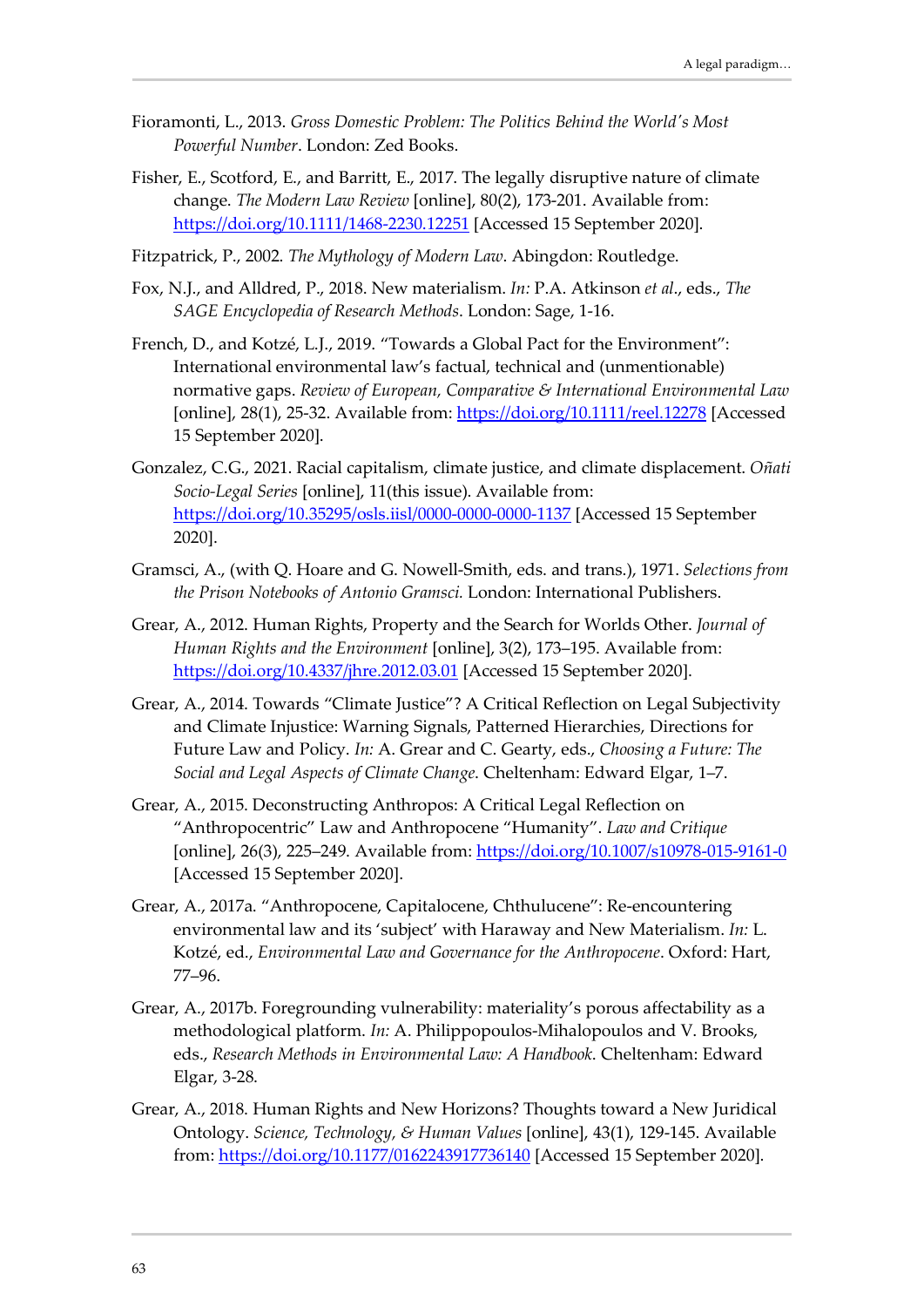Fioramonti, L., 2013. *Gross Domestic Problem: The Politics Behind the World's Most Powerful Number*. London: Zed Books.

Fisher, E., Scotford, E., and Barritt, E., 2017. The legally disruptive nature of climate change. *The Modern Law Review* [online], 80(2), 173-201. Available from: https://doi.org/10.1111/1468-2230.12251 [Accessed 15 September 2020].

Fitzpatrick, P., 2002. *The Mythology of Modern Law*. Abingdon: Routledge.

Fox, N.J., and Alldred, P., 2018. New materialism. *In:* P.A. Atkinson *et al*., eds., *The SAGE Encyclopedia of Research Methods*. London: Sage, 1-16.

French, D., and Kotzé, L.J., 2019. "Towards a Global Pact for the Environment": International environmental law's factual, technical and (unmentionable) normative gaps. *Review of European, Comparative & International Environmental Law* [online], 28(1), 25-32. Available from: https://doi.org/10.1111/reel.12278 [Accessed 15 September 2020].

Gonzalez, C.G., 2021. Racial capitalism, climate justice, and climate displacement. *Oñati Socio-Legal Series* [online], 11(this issue). Available from: https://doi.org/10.35295/osls.iisl/0000-0000-0000-1137 [Accessed 15 September 2020].

Gramsci, A., (with Q. Hoare and G. Nowell-Smith, eds. and trans.), 1971. *Selections from the Prison Notebooks of Antonio Gramsci.* London: International Publishers.

Grear, A., 2012. Human Rights, Property and the Search for Worlds Other. *Journal of Human Rights and the Environment* [online], 3(2), 173–195. Available from: https://doi.org/10.4337/jhre.2012.03.01 [Accessed 15 September 2020].

Grear, A., 2014. Towards "Climate Justice"? A Critical Reflection on Legal Subjectivity and Climate Injustice: Warning Signals, Patterned Hierarchies, Directions for Future Law and Policy. *In:* A. Grear and C. Gearty, eds., *Choosing a Future: The Social and Legal Aspects of Climate Change*. Cheltenham: Edward Elgar, 1–7.

Grear, A., 2015. Deconstructing Anthropos: A Critical Legal Reflection on "Anthropocentric" Law and Anthropocene "Humanity". *Law and Critique* [online], 26(3), 225–249. Available from: https://doi.org/10.1007/s10978-015-9161-0 [Accessed 15 September 2020].

Grear, A., 2017a. "Anthropocene, Capitalocene, Chthulucene": Re-encountering environmental law and its 'subject' with Haraway and New Materialism. *In:* L. Kotzé, ed., *Environmental Law and Governance for the Anthropocene*. Oxford: Hart, 77–96.

Grear, A., 2017b. Foregrounding vulnerability: materiality's porous affectability as a methodological platform. *In:* A. Philippopoulos-Mihalopoulos and V. Brooks, eds., *Research Methods in Environmental Law: A Handbook*. Cheltenham: Edward Elgar, 3-28.

Grear, A., 2018. Human Rights and New Horizons? Thoughts toward a New Juridical Ontology. *Science, Technology, & Human Values* [online], 43(1), 129-145. Available from: https://doi.org/10.1177/0162243917736140 [Accessed 15 September 2020].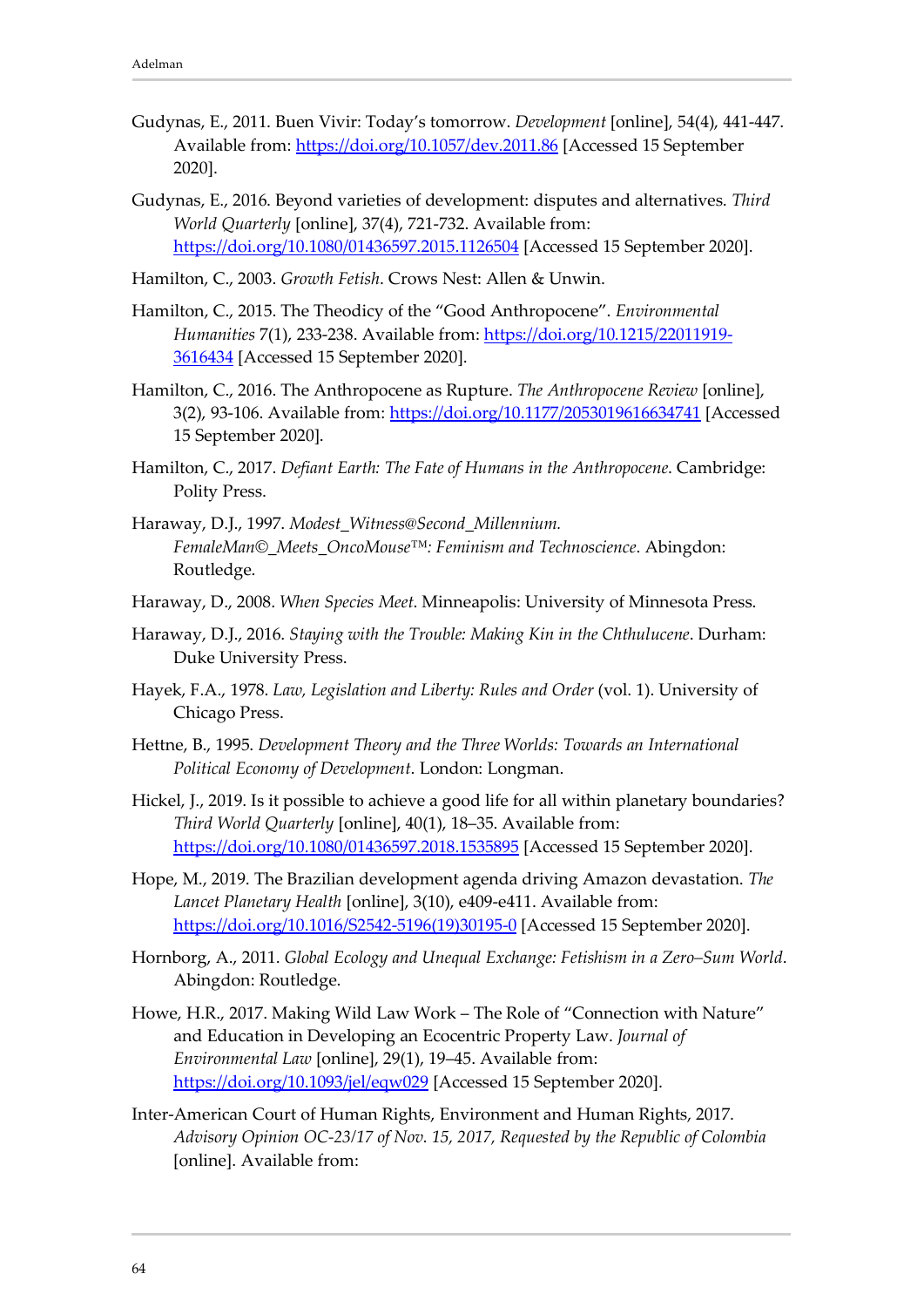Gudynas, E., 2011. Buen Vivir: Today's tomorrow. *Development* [online], 54(4), 441-447. Available from: https://doi.org/10.1057/dev.2011.86 [Accessed 15 September 2020].

Gudynas, E., 2016. Beyond varieties of development: disputes and alternatives. *Third World Quarterly* [online], 37(4), 721-732. Available from: https://doi.org/10.1080/01436597.2015.1126504 [Accessed 15 September 2020].

Hamilton, C., 2003. *Growth Fetish*. Crows Nest: Allen & Unwin.

Hamilton, C., 2015. The Theodicy of the "Good Anthropocene". *Environmental Humanities* 7(1), 233-238. Available from: https://doi.org/10.1215/22011919-3616434 [Accessed 15 September 2020].

Hamilton, C., 2016. The Anthropocene as Rupture. *The Anthropocene Review* [online], 3(2), 93-106. Available from: https://doi.org/10.1177/2053019616634741 [Accessed 15 September 2020].

Hamilton, C., 2017. *Defiant Earth: The Fate of Humans in the Anthropocene*. Cambridge: Polity Press.

Haraway, D.J., 1997. *Modest_Witness@Second_Millennium. FemaleMan©_Meets_OncoMouse™: Feminism and Technoscience*. Abingdon: Routledge.

Haraway, D., 2008. *When Species Meet*. Minneapolis: University of Minnesota Press.

Haraway, D.J., 2016. *Staying with the Trouble: Making Kin in the Chthulucene*. Durham: Duke University Press.

Hayek, F.A., 1978. *Law, Legislation and Liberty: Rules and Order* (vol. 1). University of Chicago Press.

Hettne, B., 1995. *Development Theory and the Three Worlds: Towards an International Political Economy of Development*. London: Longman.

Hickel, J., 2019. Is it possible to achieve a good life for all within planetary boundaries? *Third World Quarterly* [online], 40(1), 18–35. Available from: https://doi.org/10.1080/01436597.2018.1535895 [Accessed 15 September 2020].

Hope, M., 2019. The Brazilian development agenda driving Amazon devastation. *The Lancet Planetary Health* [online], 3(10), e409-e411. Available from: https://doi.org/10.1016/S2542-5196(19)30195-0 [Accessed 15 September 2020].

Hornborg, A., 2011. *Global Ecology and Unequal Exchange: Fetishism in a Zero–Sum World*. Abingdon: Routledge.

Howe, H.R., 2017. Making Wild Law Work – The Role of "Connection with Nature" and Education in Developing an Ecocentric Property Law. *Journal of Environmental Law* [online], 29(1), 19–45. Available from: https://doi.org/10.1093/jel/eqw029 [Accessed 15 September 2020].

Inter-American Court of Human Rights, Environment and Human Rights, 2017. *Advisory Opinion OC-23/17 of Nov. 15, 2017, Requested by the Republic of Colombia* [online]. Available from: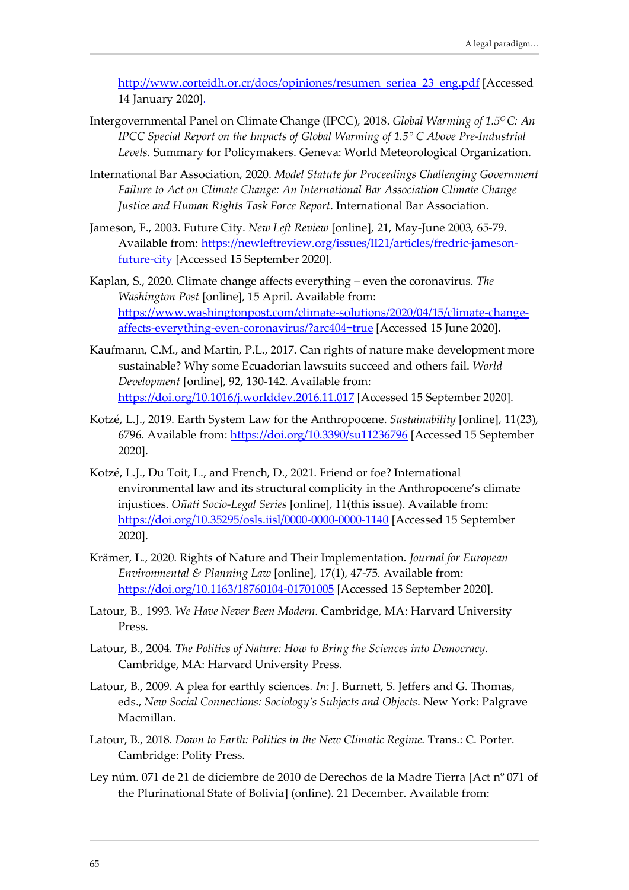http://www.corteidh.or.cr/docs/opiniones/resumen_seriea_23_eng.pdf [Accessed 14 January 2020].

Intergovernmental Panel on Climate Change (IPCC), 2018. *Global Warming of 1.5°C: An IPCC Special Report on the Impacts of Global Warming of 1.5° C Above Pre-Industrial Levels*. Summary for Policymakers. Geneva: World Meteorological Organization.

International Bar Association, 2020. *Model Statute for Proceedings Challenging Government Failure to Act on Climate Change: An International Bar Association Climate Change Justice and Human Rights Task Force Report*. International Bar Association.

Jameson, F., 2003. Future City. *New Left Review* [online], 21, May-June 2003, 65-79. Available from: https://newleftreview.org/issues/II21/articles/fredric-jameson-future-city [Accessed 15 September 2020].

Kaplan, S., 2020. Climate change affects everything – even the coronavirus. *The Washington Post* [online], 15 April. Available from: https://www.washingtonpost.com/climate-solutions/2020/04/15/climate-change-affects-everything-even-coronavirus/?arc404=true [Accessed 15 June 2020].

Kaufmann, C.M., and Martin, P.L., 2017. Can rights of nature make development more sustainable? Why some Ecuadorian lawsuits succeed and others fail. *World Development* [online], 92, 130-142. Available from: https://doi.org/10.1016/j.worlddev.2016.11.017 [Accessed 15 September 2020].

Kotzé, L.J., 2019. Earth System Law for the Anthropocene. *Sustainability* [online], 11(23), 6796. Available from: https://doi.org/10.3390/su11236796 [Accessed 15 September 2020].

Kotzé, L.J., Du Toit, L., and French, D., 2021. Friend or foe? International environmental law and its structural complicity in the Anthropocene's climate injustices. *Oñati Socio-Legal Series* [online], 11(this issue). Available from: https://doi.org/10.35295/osls.iisl/0000-0000-0000-1140 [Accessed 15 September 2020].

Krämer, L., 2020. Rights of Nature and Their Implementation. *Journal for European Environmental & Planning Law* [online], 17(1), 47-75. Available from: https://doi.org/10.1163/18760104-01701005 [Accessed 15 September 2020].

Latour, B., 1993. *We Have Never Been Modern*. Cambridge, MA: Harvard University Press.

Latour, B., 2004. *The Politics of Nature: How to Bring the Sciences into Democracy*. Cambridge, MA: Harvard University Press.

Latour, B., 2009. A plea for earthly sciences. *In:* J. Burnett, S. Jeffers and G. Thomas, eds., *New Social Connections: Sociology's Subjects and Objects*. New York: Palgrave Macmillan.

Latour, B., 2018. *Down to Earth: Politics in the New Climatic Regime.* Trans.: C. Porter. Cambridge: Polity Press.

Ley núm. 071 de 21 de diciembre de 2010 de Derechos de la Madre Tierra [Act nº 071 of the Plurinational State of Bolivia] (online). 21 December. Available from: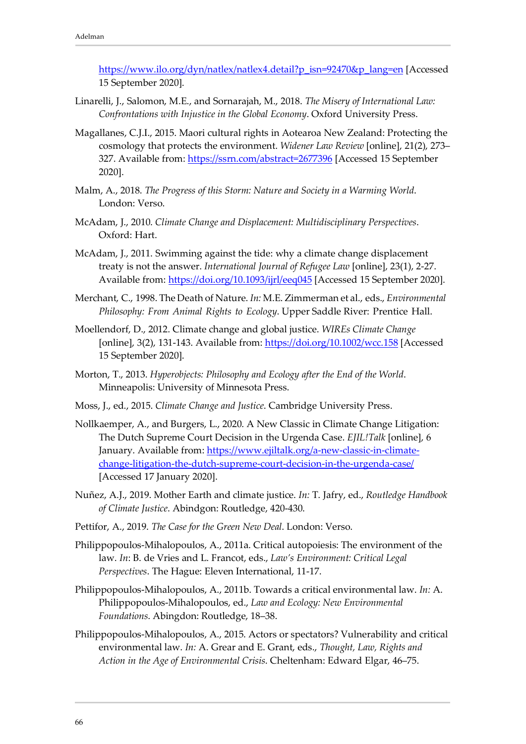https://www.ilo.org/dyn/natlex/natlex4.detail?p_isn=92470&p_lang=en [Accessed 15 September 2020].

Linarelli, J., Salomon, M.E., and Sornarajah, M., 2018. *The Misery of International Law: Confrontations with Injustice in the Global Economy*. Oxford University Press.

Magallanes, C.J.I., 2015. Maori cultural rights in Aotearoa New Zealand: Protecting the cosmology that protects the environment. *Widener Law Review* [online], 21(2), 273–327. Available from: https://ssrn.com/abstract=2677396 [Accessed 15 September 2020].

Malm, A., 2018. *The Progress of this Storm: Nature and Society in a Warming World*. London: Verso.

McAdam, J., 2010. *Climate Change and Displacement: Multidisciplinary Perspectives*. Oxford: Hart.

McAdam, J., 2011. Swimming against the tide: why a climate change displacement treaty is not the answer. *International Journal of Refugee Law* [online], 23(1), 2-27. Available from: https://doi.org/10.1093/ijrl/eeq045 [Accessed 15 September 2020].

Merchant, C., 1998. The Death of Nature. *In:* M.E. Zimmerman et al., eds., *Environmental Philosophy: From Animal Rights to Ecology*. Upper Saddle River: Prentice Hall.

Moellendorf, D., 2012. Climate change and global justice. *WIREs Climate Change* [online], 3(2), 131-143. Available from: https://doi.org/10.1002/wcc.158 [Accessed 15 September 2020].

Morton, T., 2013. *Hyperobjects: Philosophy and Ecology after the End of the World*. Minneapolis: University of Minnesota Press.

Moss, J., ed., 2015. *Climate Change and Justice*. Cambridge University Press.

Nollkaemper, A., and Burgers, L., 2020. A New Classic in Climate Change Litigation: The Dutch Supreme Court Decision in the Urgenda Case. *EJIL!Talk* [online], 6 January. Available from: https://www.ejiltalk.org/a-new-classic-in-climate-change-litigation-the-dutch-supreme-court-decision-in-the-urgenda-case/ [Accessed 17 January 2020].

Nuñez, A.J., 2019. Mother Earth and climate justice. *In:* T. Jafry, ed., *Routledge Handbook of Climate Justice*. Abindgon: Routledge, 420-430.

Pettifor, A., 2019. *The Case for the Green New Deal*. London: Verso.

Philippopoulos-Mihalopoulos, A., 2011a. Critical autopoiesis: The environment of the law. *In*: B. de Vries and L. Francot, eds., *Law's Environment: Critical Legal Perspectives*. The Hague: Eleven International, 11-17.

Philippopoulos-Mihalopoulos, A., 2011b. Towards a critical environmental law. *In:* A. Philippopoulos-Mihalopoulos, ed., *Law and Ecology: New Environmental Foundations*. Abingdon: Routledge, 18–38.

Philippopoulos-Mihalopoulos, A., 2015. Actors or spectators? Vulnerability and critical environmental law. *In:* A. Grear and E. Grant, eds., *Thought, Law, Rights and Action in the Age of Environmental Crisis*. Cheltenham: Edward Elgar, 46–75.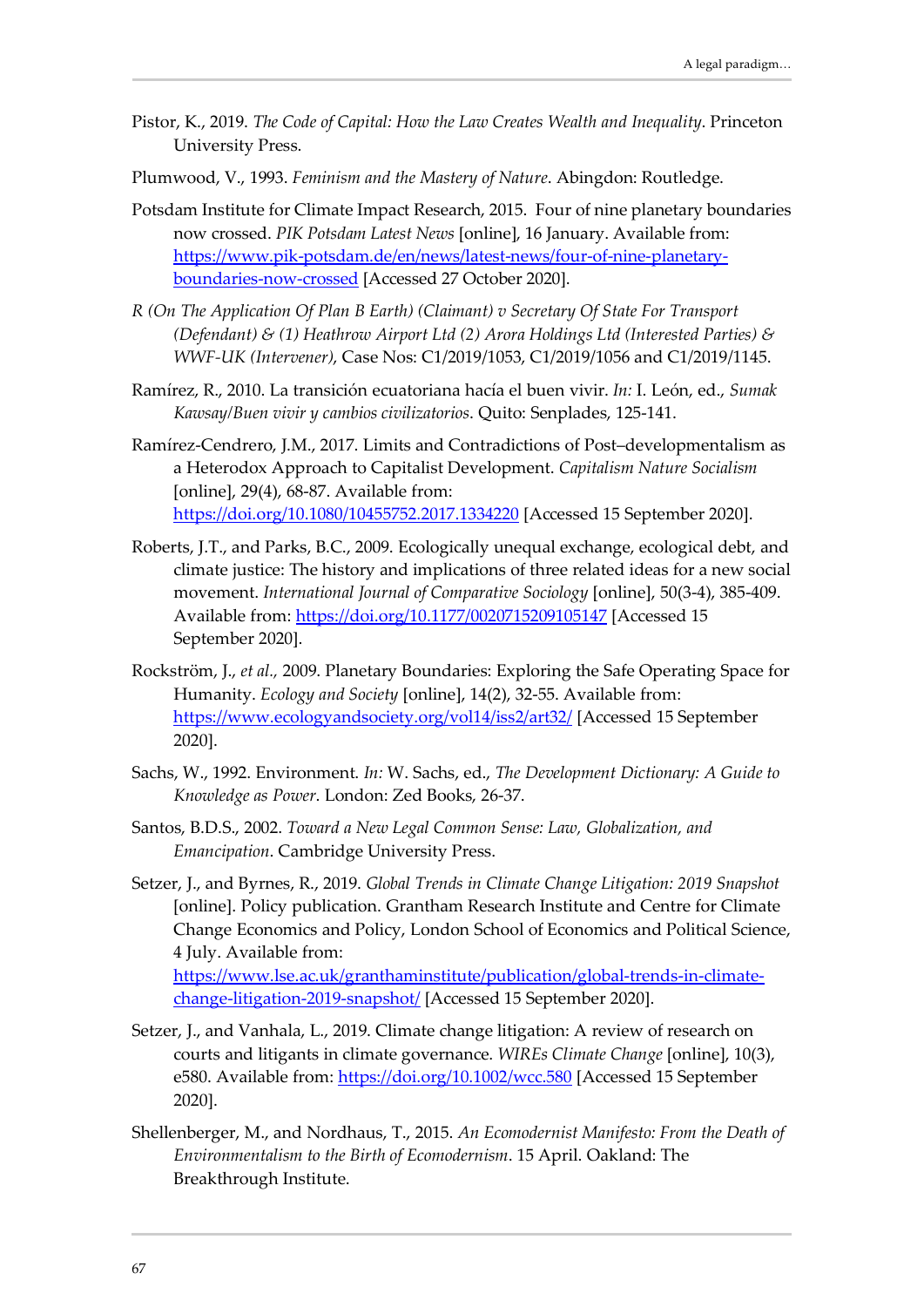Pistor, K., 2019. *The Code of Capital: How the Law Creates Wealth and Inequality*. Princeton University Press.

Plumwood, V., 1993. *Feminism and the Mastery of Nature*. Abingdon: Routledge.

Potsdam Institute for Climate Impact Research, 2015. Four of nine planetary boundaries now crossed. *PIK Potsdam Latest News* [online], 16 January. Available from: https://www.pik-potsdam.de/en/news/latest-news/four-of-nine-planetary-boundaries-now-crossed [Accessed 27 October 2020].

*R (On The Application Of Plan B Earth) (Claimant) v Secretary Of State For Transport (Defendant) & (1) Heathrow Airport Ltd (2) Arora Holdings Ltd (Interested Parties) & WWF-UK (Intervener)*, Case Nos: C1/2019/1053, C1/2019/1056 and C1/2019/1145.

Ramírez, R., 2010. La transición ecuatoriana hacía el buen vivir. *In:* I. León, ed., *Sumak Kawsay/Buen vivir y cambios civilizatorios*. Quito: Senplades, 125-141.

Ramírez-Cendrero, J.M., 2017. Limits and Contradictions of Post–developmentalism as a Heterodox Approach to Capitalist Development. *Capitalism Nature Socialism* [online], 29(4), 68-87. Available from: https://doi.org/10.1080/10455752.2017.1334220 [Accessed 15 September 2020].

Roberts, J.T., and Parks, B.C., 2009. Ecologically unequal exchange, ecological debt, and climate justice: The history and implications of three related ideas for a new social movement. *International Journal of Comparative Sociology* [online], 50(3-4), 385-409. Available from: https://doi.org/10.1177/0020715209105147 [Accessed 15 September 2020].

Rockström, J., *et al.*, 2009. Planetary Boundaries: Exploring the Safe Operating Space for Humanity. *Ecology and Society* [online], 14(2), 32-55. Available from: https://www.ecologyandsociety.org/vol14/iss2/art32/ [Accessed 15 September 2020].

Sachs, W., 1992. Environment. *In:* W. Sachs, ed., *The Development Dictionary: A Guide to Knowledge as Power*. London: Zed Books, 26-37.

Santos, B.D.S., 2002. *Toward a New Legal Common Sense: Law, Globalization, and Emancipation*. Cambridge University Press.

Setzer, J., and Byrnes, R., 2019. *Global Trends in Climate Change Litigation: 2019 Snapshot* [online]. Policy publication. Grantham Research Institute and Centre for Climate Change Economics and Policy, London School of Economics and Political Science, 4 July. Available from: https://www.lse.ac.uk/granthaminstitute/publication/global-trends-in-climate-change-litigation-2019-snapshot/ [Accessed 15 September 2020].

Setzer, J., and Vanhala, L., 2019. Climate change litigation: A review of research on courts and litigants in climate governance. *WIREs Climate Change* [online], 10(3), e580. Available from: https://doi.org/10.1002/wcc.580 [Accessed 15 September 2020].

Shellenberger, M., and Nordhaus, T., 2015. *An Ecomodernist Manifesto: From the Death of Environmentalism to the Birth of Ecomodernism*. 15 April. Oakland: The Breakthrough Institute.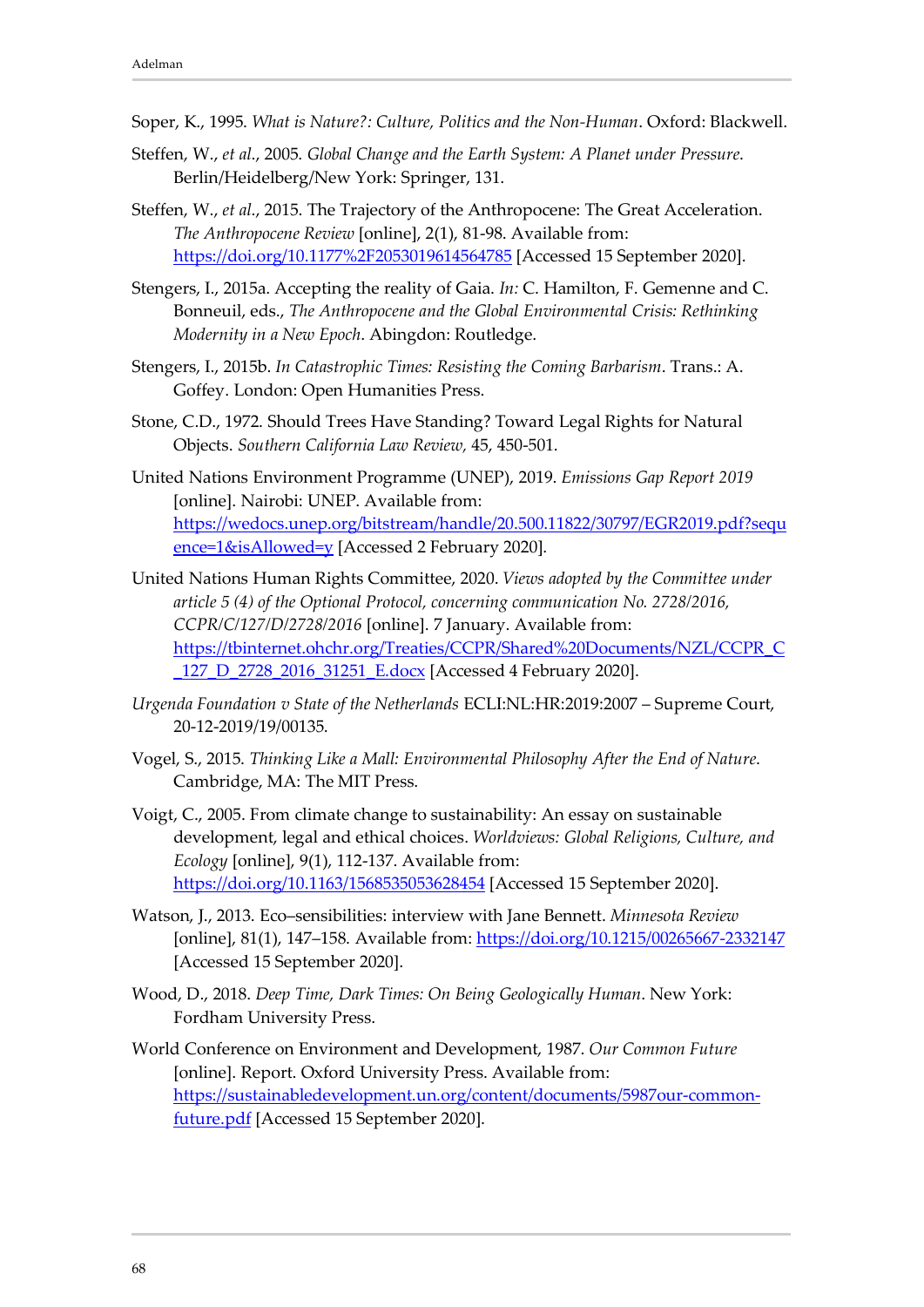Soper, K., 1995. *What is Nature?: Culture, Politics and the Non-Human*. Oxford: Blackwell.

Steffen, W., *et al*., 2005. *Global Change and the Earth System: A Planet under Pressure*. Berlin/Heidelberg/New York: Springer, 131.

Steffen, W., *et al*., 2015. The Trajectory of the Anthropocene: The Great Acceleration. *The Anthropocene Review* [online], 2(1), 81-98. Available from: https://doi.org/10.1177%2F2053019614564785 [Accessed 15 September 2020].

Stengers, I., 2015a. Accepting the reality of Gaia. *In:* C. Hamilton, F. Gemenne and C. Bonneuil, eds., *The Anthropocene and the Global Environmental Crisis: Rethinking Modernity in a New Epoch*. Abingdon: Routledge.

Stengers, I., 2015b. *In Catastrophic Times: Resisting the Coming Barbarism*. Trans.: A. Goffey. London: Open Humanities Press.

Stone, C.D., 1972. Should Trees Have Standing? Toward Legal Rights for Natural Objects. *Southern California Law Review*, 45, 450-501.

United Nations Environment Programme (UNEP), 2019. *Emissions Gap Report 2019* [online]. Nairobi: UNEP. Available from: https://wedocs.unep.org/bitstream/handle/20.500.11822/30797/EGR2019.pdf?sequence=1&isAllowed=y [Accessed 2 February 2020].

United Nations Human Rights Committee, 2020. *Views adopted by the Committee under article 5 (4) of the Optional Protocol, concerning communication No. 2728/2016, CCPR/C/127/D/2728/2016* [online]. 7 January. Available from: https://tbinternet.ohchr.org/Treaties/CCPR/Shared%20Documents/NZL/CCPR_C_127_D_2728_2016_31251_E.docx [Accessed 4 February 2020].

*Urgenda Foundation v State of the Netherlands* ECLI:NL:HR:2019:2007 – Supreme Court, 20-12-2019/19/00135.

Vogel, S., 2015. *Thinking Like a Mall: Environmental Philosophy After the End of Nature*. Cambridge, MA: The MIT Press.

Voigt, C., 2005. From climate change to sustainability: An essay on sustainable development, legal and ethical choices. *Worldviews: Global Religions, Culture, and Ecology* [online], 9(1), 112-137. Available from: https://doi.org/10.1163/1568535053628454 [Accessed 15 September 2020].

Watson, J., 2013. Eco–sensibilities: interview with Jane Bennett. *Minnesota Review* [online], 81(1), 147–158. Available from: https://doi.org/10.1215/00265667-2332147 [Accessed 15 September 2020].

Wood, D., 2018. *Deep Time, Dark Times: On Being Geologically Human*. New York: Fordham University Press.

World Conference on Environment and Development, 1987. *Our Common Future* [online]. Report. Oxford University Press. Available from: https://sustainabledevelopment.un.org/content/documents/5987our-common-future.pdf [Accessed 15 September 2020].